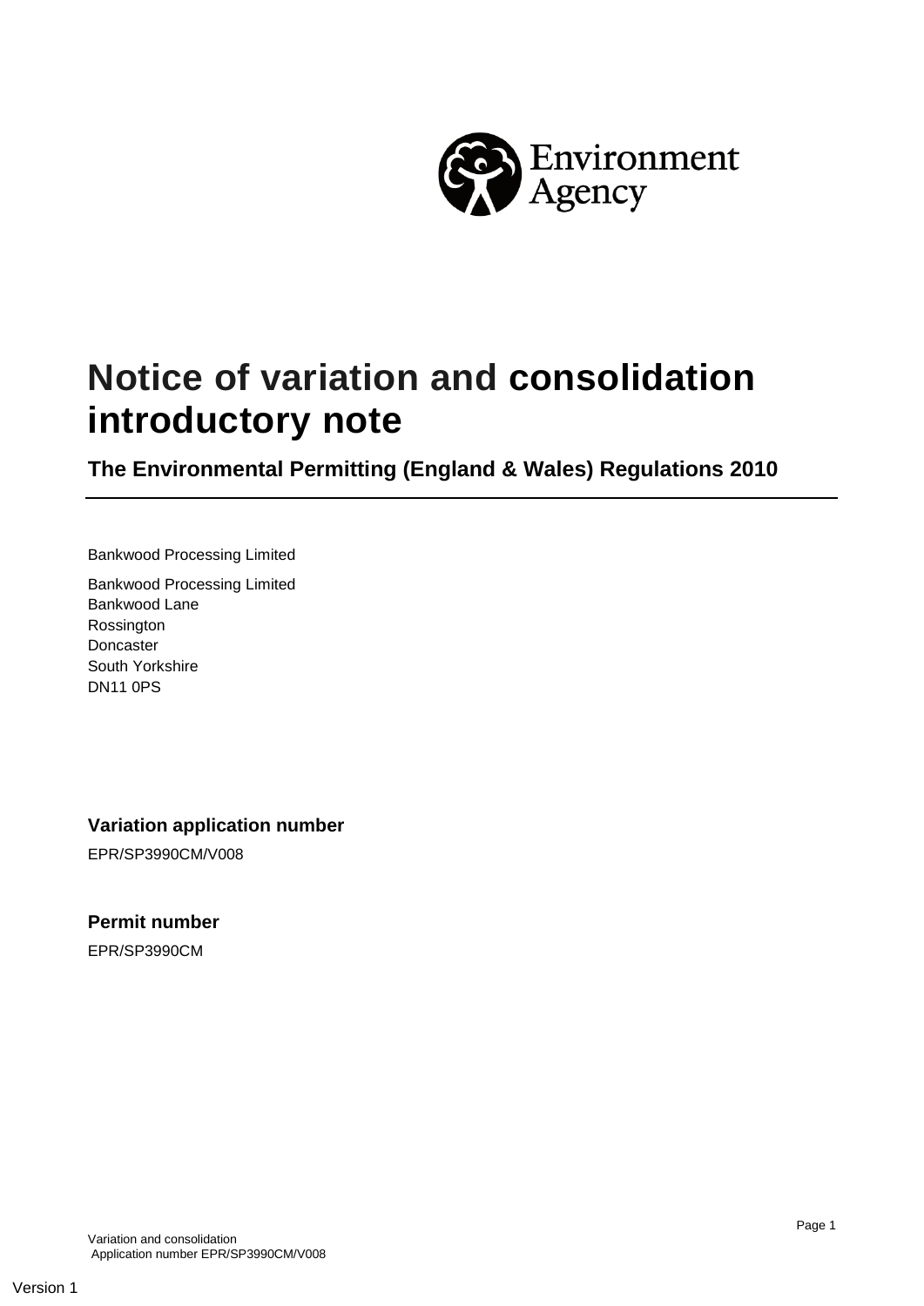# Notice of variation and consolidation introductory note

## The Environmental Permitting (England & Wales) Regulations 2010

Bankwood Processing Limited

Bankwood Processing Limited
Bankwood Lane
Rossington
Doncaster
South Yorkshire
DN11 0PS

### Variation application number

EPR/SP3990CM/V008

### Permit number

EPR/SP3990CM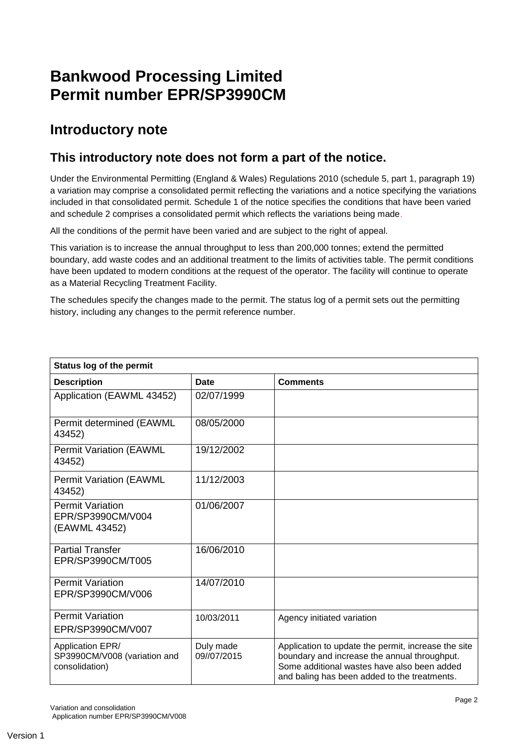# Bankwood Processing Limited
# Permit number EPR/SP3990CM

## Introductory note

### This introductory note does not form a part of the notice.

Under the Environmental Permitting (England & Wales) Regulations 2010 (schedule 5, part 1, paragraph 19) a variation may comprise a consolidated permit reflecting the variations and a notice specifying the variations included in that consolidated permit. Schedule 1 of the notice specifies the conditions that have been varied and schedule 2 comprises a consolidated permit which reflects the variations being made.

All the conditions of the permit have been varied and are subject to the right of appeal.

This variation is to increase the annual throughput to less than 200,000 tonnes; extend the permitted boundary, add waste codes and an additional treatment to the limits of activities table. The permit conditions have been updated to modern conditions at the request of the operator. The facility will continue to operate as a Material Recycling Treatment Facility.

The schedules specify the changes made to the permit. The status log of a permit sets out the permitting history, including any changes to the permit reference number.

| Status log of the permit | | |
|---|---|---|
| **Description** | **Date** | **Comments** |
| Application (EAWML 43452) | 02/07/1999 | |
| Permit determined (EAWML 43452) | 08/05/2000 | |
| Permit Variation (EAWML 43452) | 19/12/2002 | |
| Permit Variation (EAWML 43452) | 11/12/2003 | |
| Permit Variation EPR/SP3990CM/V004 (EAWML 43452) | 01/06/2007 | |
| Partial Transfer EPR/SP3990CM/T005 | 16/06/2010 | |
| Permit Variation EPR/SP3990CM/V006 | 14/07/2010 | |
| Permit Variation EPR/SP3990CM/V007 | 10/03/2011 | Agency initiated variation |
| Application EPR/ SP3990CM/V008 (variation and consolidation) | Duly made 09//07/2015 | Application to update the permit, increase the site boundary and increase the annual throughput. Some additional wastes have also been added and baling has been added to the treatments. |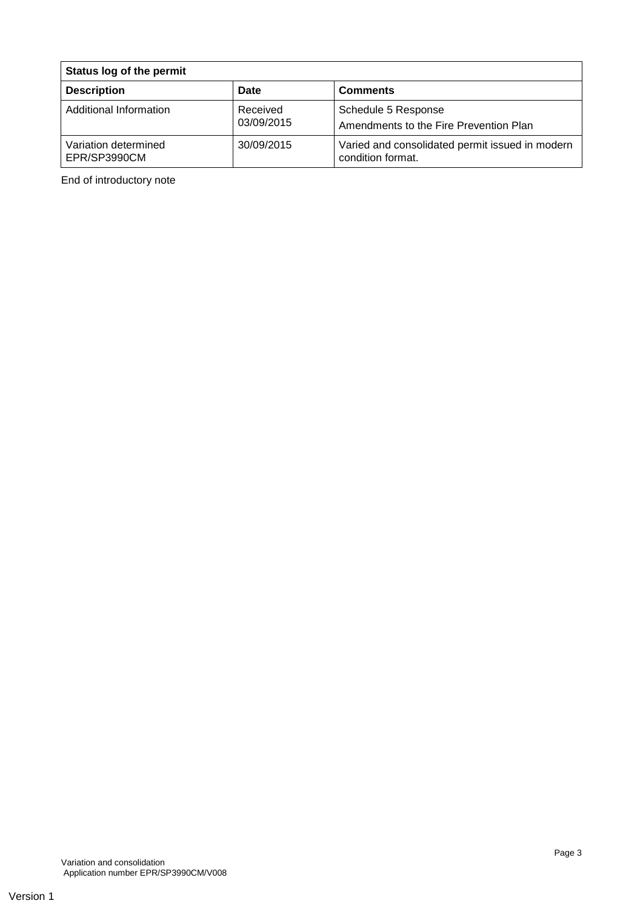| Status log of the permit | | |
| --- | --- | --- |
| **Description** | **Date** | **Comments** |
| Additional Information | Received 03/09/2015 | Schedule 5 Response<br>Amendments to the Fire Prevention Plan |
| Variation determined EPR/SP3990CM | 30/09/2015 | Varied and consolidated permit issued in modern condition format. |

End of introductory note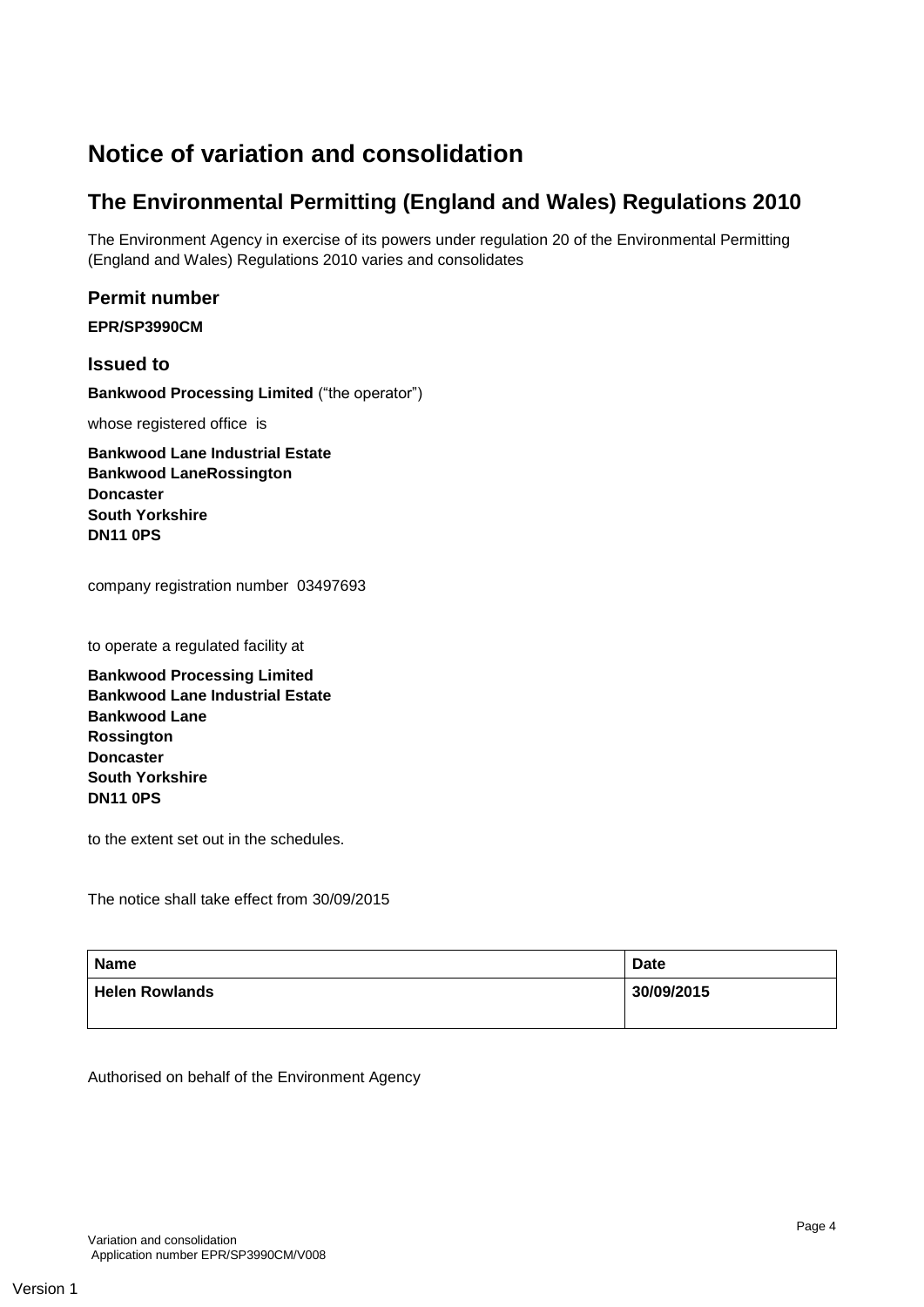# Notice of variation and consolidation

## The Environmental Permitting (England and Wales) Regulations 2010

The Environment Agency in exercise of its powers under regulation 20 of the Environmental Permitting (England and Wales) Regulations 2010 varies and consolidates

### Permit number

**EPR/SP3990CM**

### Issued to

**Bankwood Processing Limited** (“the operator”)

whose registered office is

**Bankwood Lane Industrial Estate**
**Bankwood LaneRossington**
**Doncaster**
**South Yorkshire**
**DN11 0PS**

company registration number 03497693

to operate a regulated facility at

**Bankwood Processing Limited**
**Bankwood Lane Industrial Estate**
**Bankwood Lane**
**Rossington**
**Doncaster**
**South Yorkshire**
**DN11 0PS**

to the extent set out in the schedules.

The notice shall take effect from 30/09/2015

| Name | Date |
|---|---|
| **Helen Rowlands** | **30/09/2015** |

Authorised on behalf of the Environment Agency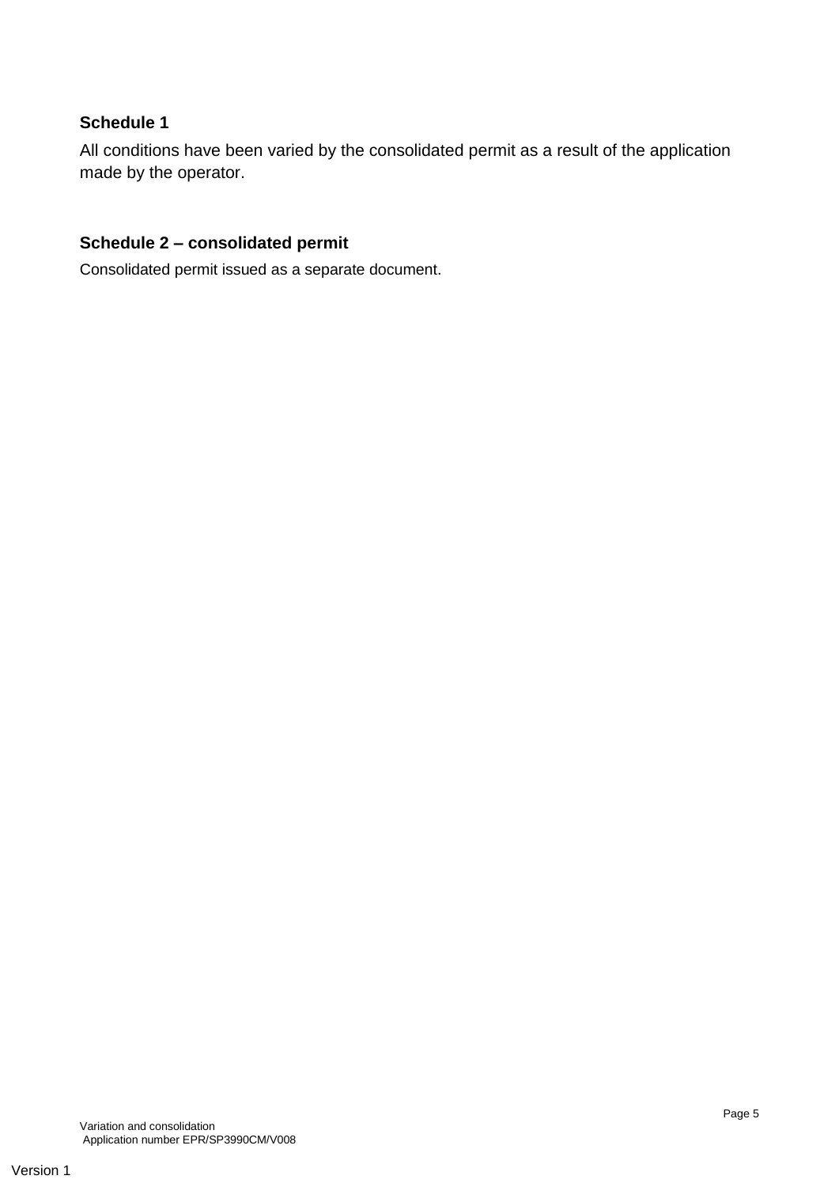## Schedule 1

All conditions have been varied by the consolidated permit as a result of the application made by the operator.

## Schedule 2 – consolidated permit

Consolidated permit issued as a separate document.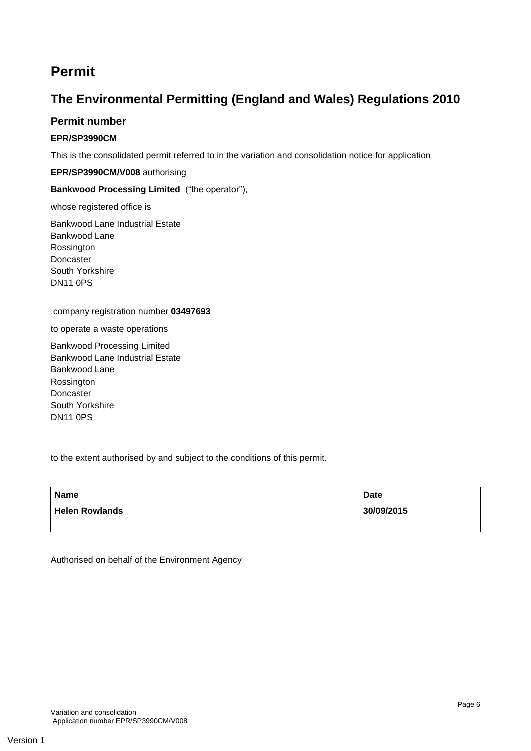# Permit

## The Environmental Permitting (England and Wales) Regulations 2010

### Permit number

**EPR/SP3990CM**

This is the consolidated permit referred to in the variation and consolidation notice for application

**EPR/SP3990CM/V008** authorising

**Bankwood Processing Limited** ("the operator"),

whose registered office is

Bankwood Lane Industrial Estate
Bankwood Lane
Rossington
Doncaster
South Yorkshire
DN11 0PS

company registration number **03497693**

to operate a waste operations

Bankwood Processing Limited
Bankwood Lane Industrial Estate
Bankwood Lane
Rossington
Doncaster
South Yorkshire
DN11 0PS

to the extent authorised by and subject to the conditions of this permit.

| Name | Date |
|---|---|
| Helen Rowlands | 30/09/2015 |

Authorised on behalf of the Environment Agency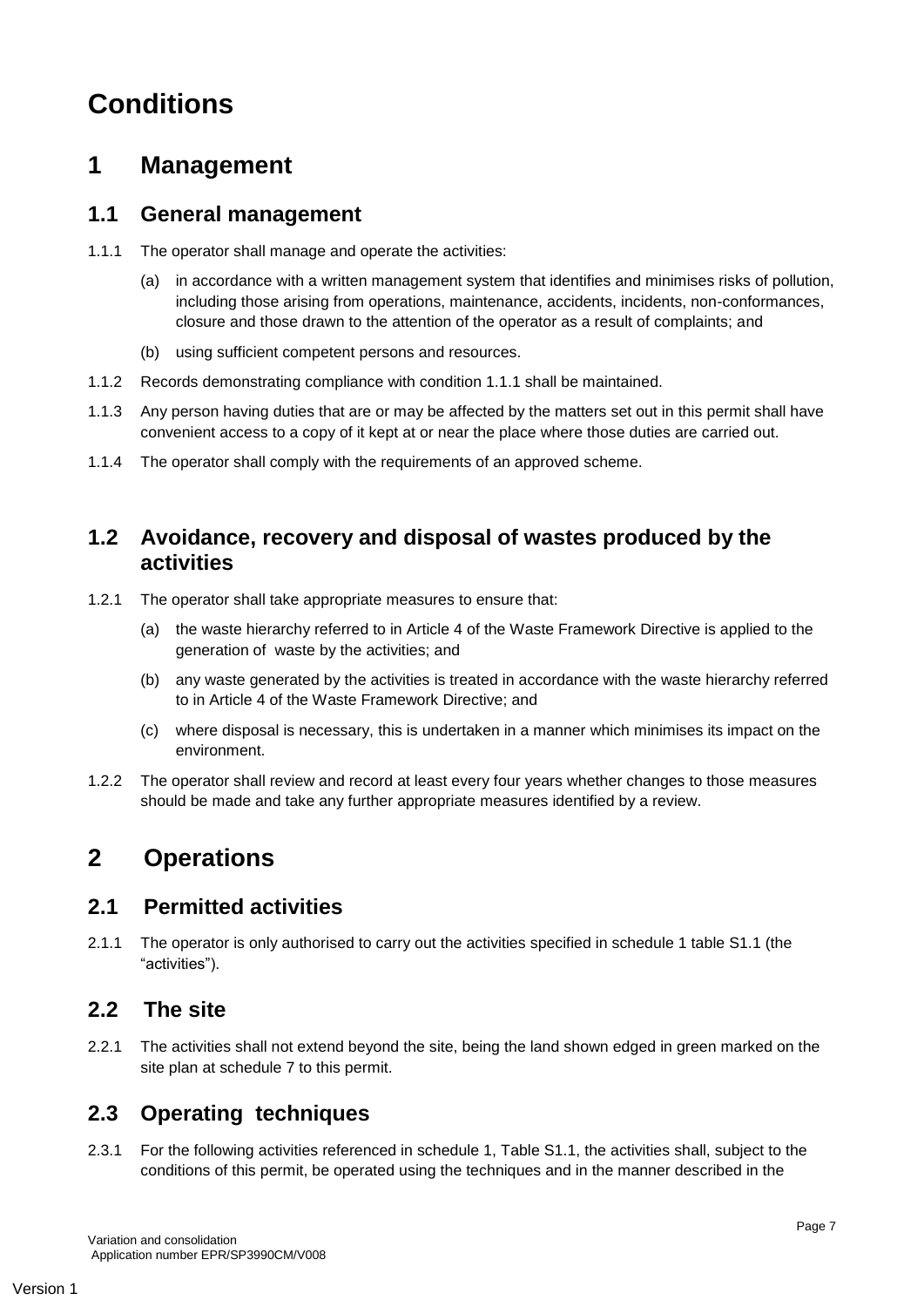# Conditions

## 1 Management

### 1.1 General management

1.1.1 The operator shall manage and operate the activities:

(a) in accordance with a written management system that identifies and minimises risks of pollution, including those arising from operations, maintenance, accidents, incidents, non-conformances, closure and those drawn to the attention of the operator as a result of complaints; and

(b) using sufficient competent persons and resources.

1.1.2 Records demonstrating compliance with condition 1.1.1 shall be maintained.

1.1.3 Any person having duties that are or may be affected by the matters set out in this permit shall have convenient access to a copy of it kept at or near the place where those duties are carried out.

1.1.4 The operator shall comply with the requirements of an approved scheme.

### 1.2 Avoidance, recovery and disposal of wastes produced by the activities

1.2.1 The operator shall take appropriate measures to ensure that:

(a) the waste hierarchy referred to in Article 4 of the Waste Framework Directive is applied to the generation of waste by the activities; and

(b) any waste generated by the activities is treated in accordance with the waste hierarchy referred to in Article 4 of the Waste Framework Directive; and

(c) where disposal is necessary, this is undertaken in a manner which minimises its impact on the environment.

1.2.2 The operator shall review and record at least every four years whether changes to those measures should be made and take any further appropriate measures identified by a review.

## 2 Operations

### 2.1 Permitted activities

2.1.1 The operator is only authorised to carry out the activities specified in schedule 1 table S1.1 (the "activities").

### 2.2 The site

2.2.1 The activities shall not extend beyond the site, being the land shown edged in green marked on the site plan at schedule 7 to this permit.

### 2.3 Operating techniques

2.3.1 For the following activities referenced in schedule 1, Table S1.1, the activities shall, subject to the conditions of this permit, be operated using the techniques and in the manner described in the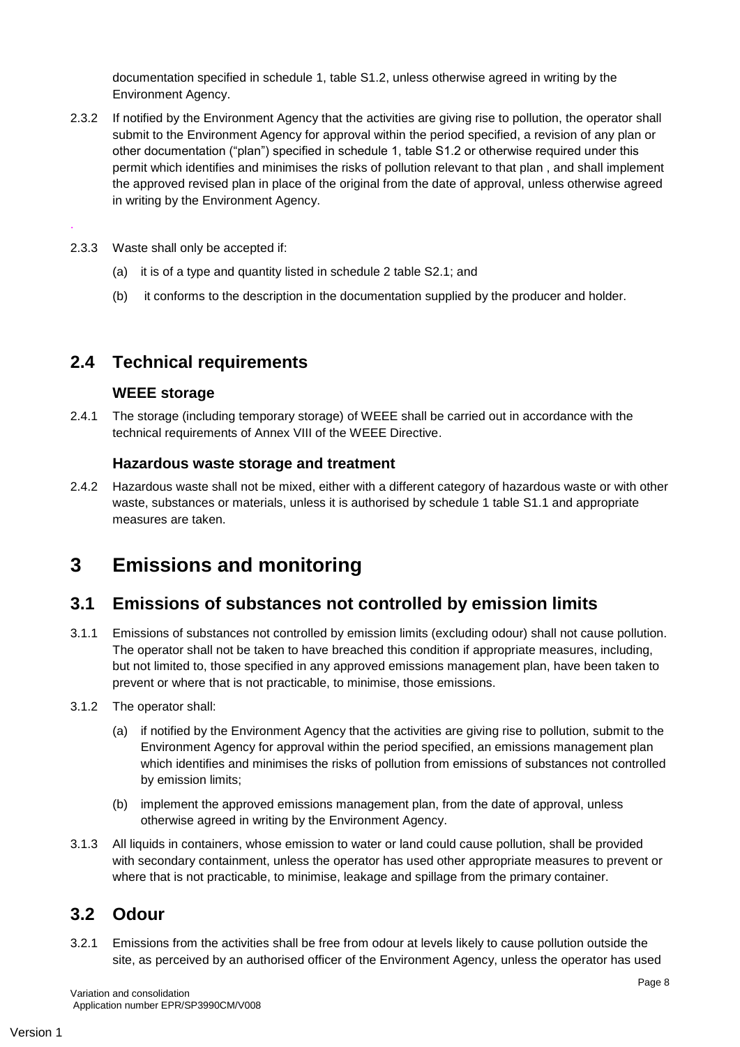documentation specified in schedule 1, table S1.2, unless otherwise agreed in writing by the Environment Agency.

2.3.2 If notified by the Environment Agency that the activities are giving rise to pollution, the operator shall submit to the Environment Agency for approval within the period specified, a revision of any plan or other documentation ("plan") specified in schedule 1, table S1.2 or otherwise required under this permit which identifies and minimises the risks of pollution relevant to that plan , and shall implement the approved revised plan in place of the original from the date of approval, unless otherwise agreed in writing by the Environment Agency.

2.3.3 Waste shall only be accepted if:

(a) it is of a type and quantity listed in schedule 2 table S2.1; and

(b) it conforms to the description in the documentation supplied by the producer and holder.

## 2.4 Technical requirements

### WEEE storage

2.4.1 The storage (including temporary storage) of WEEE shall be carried out in accordance with the technical requirements of Annex VIII of the WEEE Directive.

### Hazardous waste storage and treatment

2.4.2 Hazardous waste shall not be mixed, either with a different category of hazardous waste or with other waste, substances or materials, unless it is authorised by schedule 1 table S1.1 and appropriate measures are taken.

# 3 Emissions and monitoring

## 3.1 Emissions of substances not controlled by emission limits

3.1.1 Emissions of substances not controlled by emission limits (excluding odour) shall not cause pollution. The operator shall not be taken to have breached this condition if appropriate measures, including, but not limited to, those specified in any approved emissions management plan, have been taken to prevent or where that is not practicable, to minimise, those emissions.

3.1.2 The operator shall:

(a) if notified by the Environment Agency that the activities are giving rise to pollution, submit to the Environment Agency for approval within the period specified, an emissions management plan which identifies and minimises the risks of pollution from emissions of substances not controlled by emission limits;

(b) implement the approved emissions management plan, from the date of approval, unless otherwise agreed in writing by the Environment Agency.

3.1.3 All liquids in containers, whose emission to water or land could cause pollution, shall be provided with secondary containment, unless the operator has used other appropriate measures to prevent or where that is not practicable, to minimise, leakage and spillage from the primary container.

## 3.2 Odour

3.2.1 Emissions from the activities shall be free from odour at levels likely to cause pollution outside the site, as perceived by an authorised officer of the Environment Agency, unless the operator has used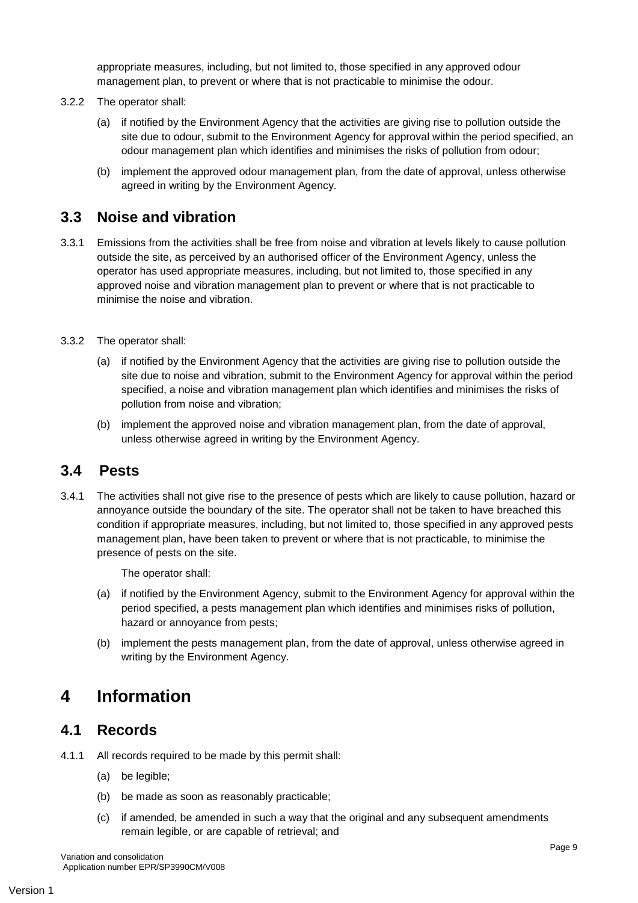appropriate measures, including, but not limited to, those specified in any approved odour management plan, to prevent or where that is not practicable to minimise the odour.

3.2.2 The operator shall:

(a) if notified by the Environment Agency that the activities are giving rise to pollution outside the site due to odour, submit to the Environment Agency for approval within the period specified, an odour management plan which identifies and minimises the risks of pollution from odour;

(b) implement the approved odour management plan, from the date of approval, unless otherwise agreed in writing by the Environment Agency.

## 3.3 Noise and vibration

3.3.1 Emissions from the activities shall be free from noise and vibration at levels likely to cause pollution outside the site, as perceived by an authorised officer of the Environment Agency, unless the operator has used appropriate measures, including, but not limited to, those specified in any approved noise and vibration management plan to prevent or where that is not practicable to minimise the noise and vibration.

3.3.2 The operator shall:

(a) if notified by the Environment Agency that the activities are giving rise to pollution outside the site due to noise and vibration, submit to the Environment Agency for approval within the period specified, a noise and vibration management plan which identifies and minimises the risks of pollution from noise and vibration;

(b) implement the approved noise and vibration management plan, from the date of approval, unless otherwise agreed in writing by the Environment Agency.

## 3.4 Pests

3.4.1 The activities shall not give rise to the presence of pests which are likely to cause pollution, hazard or annoyance outside the boundary of the site. The operator shall not be taken to have breached this condition if appropriate measures, including, but not limited to, those specified in any approved pests management plan, have been taken to prevent or where that is not practicable, to minimise the presence of pests on the site.

The operator shall:

(a) if notified by the Environment Agency, submit to the Environment Agency for approval within the period specified, a pests management plan which identifies and minimises risks of pollution, hazard or annoyance from pests;

(b) implement the pests management plan, from the date of approval, unless otherwise agreed in writing by the Environment Agency.

# 4 Information

## 4.1 Records

4.1.1 All records required to be made by this permit shall:

(a) be legible;

(b) be made as soon as reasonably practicable;

(c) if amended, be amended in such a way that the original and any subsequent amendments remain legible, or are capable of retrieval; and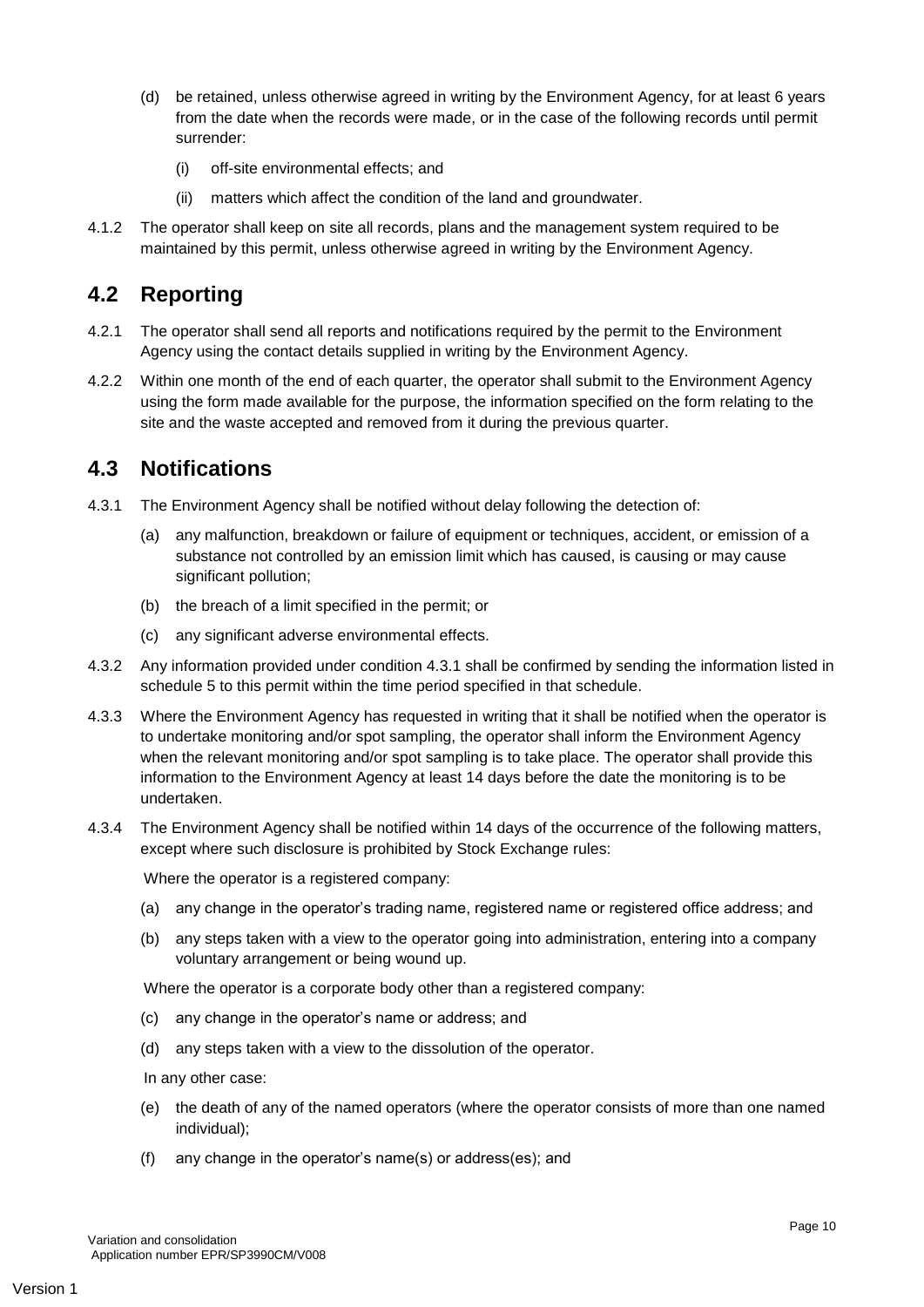(d) be retained, unless otherwise agreed in writing by the Environment Agency, for at least 6 years from the date when the records were made, or in the case of the following records until permit surrender:

   (i) off-site environmental effects; and

   (ii) matters which affect the condition of the land and groundwater.

4.1.2 The operator shall keep on site all records, plans and the management system required to be maintained by this permit, unless otherwise agreed in writing by the Environment Agency.

## 4.2 Reporting

4.2.1 The operator shall send all reports and notifications required by the permit to the Environment Agency using the contact details supplied in writing by the Environment Agency.

4.2.2 Within one month of the end of each quarter, the operator shall submit to the Environment Agency using the form made available for the purpose, the information specified on the form relating to the site and the waste accepted and removed from it during the previous quarter.

## 4.3 Notifications

4.3.1 The Environment Agency shall be notified without delay following the detection of:

(a) any malfunction, breakdown or failure of equipment or techniques, accident, or emission of a substance not controlled by an emission limit which has caused, is causing or may cause significant pollution;

(b) the breach of a limit specified in the permit; or

(c) any significant adverse environmental effects.

4.3.2 Any information provided under condition 4.3.1 shall be confirmed by sending the information listed in schedule 5 to this permit within the time period specified in that schedule.

4.3.3 Where the Environment Agency has requested in writing that it shall be notified when the operator is to undertake monitoring and/or spot sampling, the operator shall inform the Environment Agency when the relevant monitoring and/or spot sampling is to take place. The operator shall provide this information to the Environment Agency at least 14 days before the date the monitoring is to be undertaken.

4.3.4 The Environment Agency shall be notified within 14 days of the occurrence of the following matters, except where such disclosure is prohibited by Stock Exchange rules:

Where the operator is a registered company:

(a) any change in the operator's trading name, registered name or registered office address; and

(b) any steps taken with a view to the operator going into administration, entering into a company voluntary arrangement or being wound up.

Where the operator is a corporate body other than a registered company:

(c) any change in the operator's name or address; and

(d) any steps taken with a view to the dissolution of the operator.

In any other case:

(e) the death of any of the named operators (where the operator consists of more than one named individual);

(f) any change in the operator's name(s) or address(es); and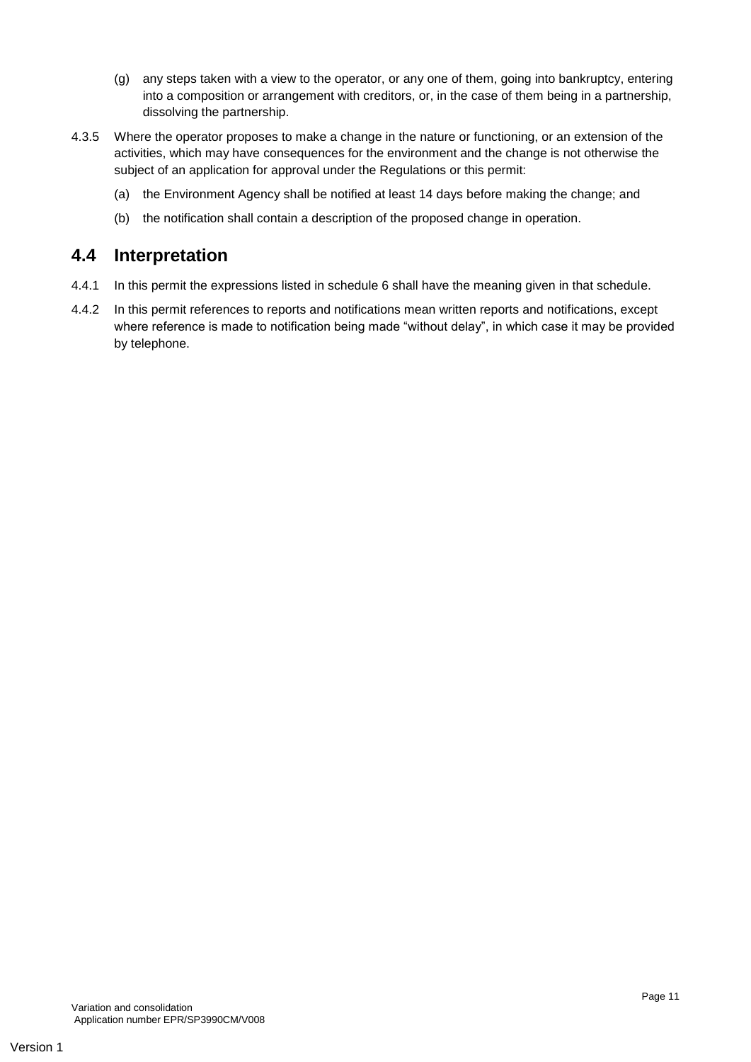(g) any steps taken with a view to the operator, or any one of them, going into bankruptcy, entering into a composition or arrangement with creditors, or, in the case of them being in a partnership, dissolving the partnership.

4.3.5 Where the operator proposes to make a change in the nature or functioning, or an extension of the activities, which may have consequences for the environment and the change is not otherwise the subject of an application for approval under the Regulations or this permit:

(a) the Environment Agency shall be notified at least 14 days before making the change; and

(b) the notification shall contain a description of the proposed change in operation.

## 4.4 Interpretation

4.4.1 In this permit the expressions listed in schedule 6 shall have the meaning given in that schedule.

4.4.2 In this permit references to reports and notifications mean written reports and notifications, except where reference is made to notification being made "without delay", in which case it may be provided by telephone.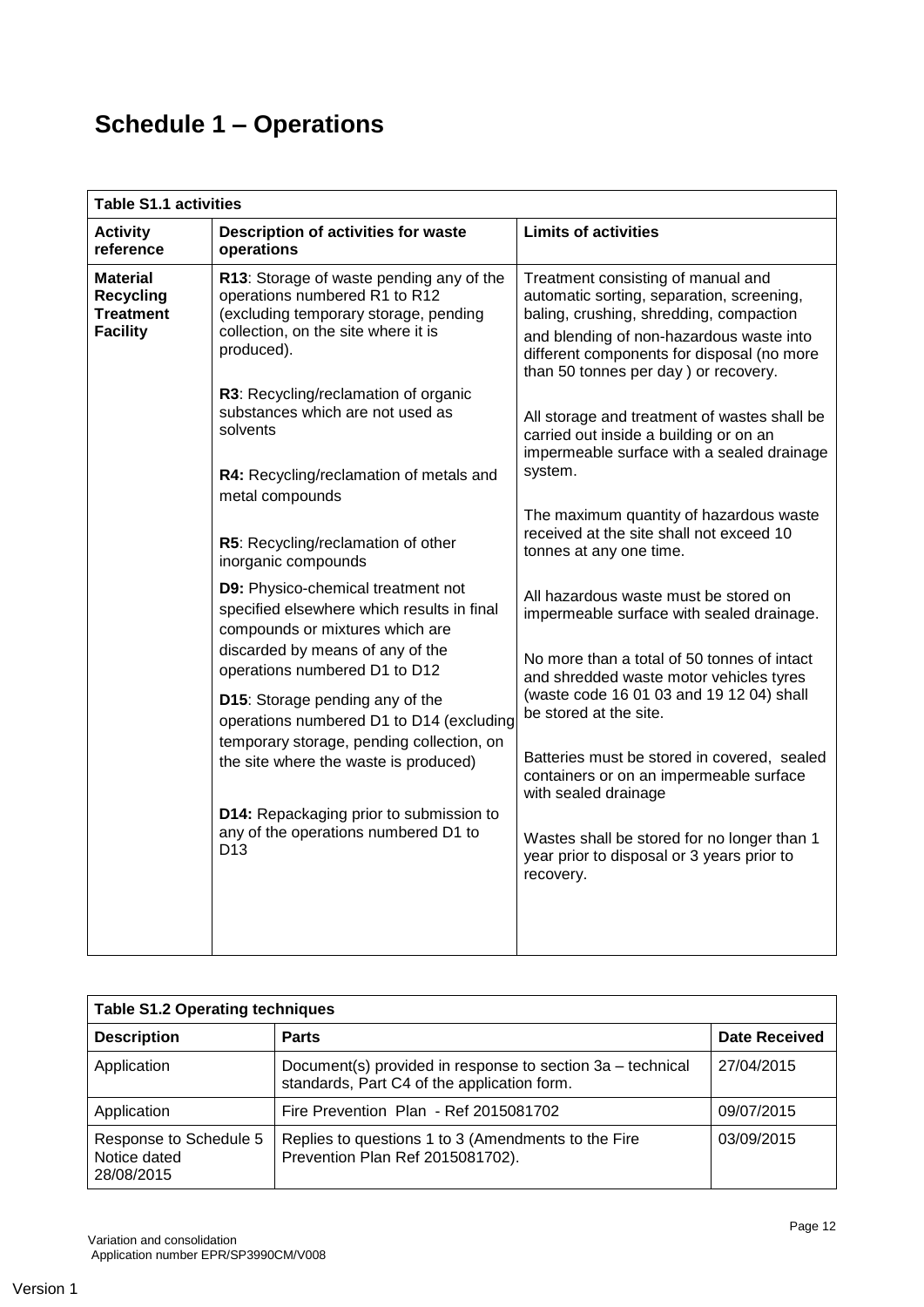# Schedule 1 – Operations

| Table S1.1 activities | | |
|---|---|---|
| **Activity reference** | **Description of activities for waste operations** | **Limits of activities** |
| **Material Recycling Treatment Facility** | **R13**: Storage of waste pending any of the operations numbered R1 to R12 (excluding temporary storage, pending collection, on the site where it is produced).<br><br>**R3**: Recycling/reclamation of organic substances which are not used as solvents<br><br>**R4:** Recycling/reclamation of metals and metal compounds<br><br>**R5**: Recycling/reclamation of other inorganic compounds<br><br>**D9:** Physico-chemical treatment not specified elsewhere which results in final compounds or mixtures which are discarded by means of any of the operations numbered D1 to D12<br><br>**D15**: Storage pending any of the operations numbered D1 to D14 (excluding temporary storage, pending collection, on the site where the waste is produced)<br><br>**D14:** Repackaging prior to submission to any of the operations numbered D1 to D13 | Treatment consisting of manual and automatic sorting, separation, screening, baling, crushing, shredding, compaction and blending of non-hazardous waste into different components for disposal (no more than 50 tonnes per day ) or recovery.<br><br>All storage and treatment of wastes shall be carried out inside a building or on an impermeable surface with a sealed drainage system.<br><br>The maximum quantity of hazardous waste received at the site shall not exceed 10 tonnes at any one time.<br><br>All hazardous waste must be stored on impermeable surface with sealed drainage.<br><br>No more than a total of 50 tonnes of intact and shredded waste motor vehicles tyres (waste code 16 01 03 and 19 12 04) shall be stored at the site.<br><br>Batteries must be stored in covered, sealed containers or on an impermeable surface with sealed drainage<br><br>Wastes shall be stored for no longer than 1 year prior to disposal or 3 years prior to recovery. |

| Table S1.2 Operating techniques | | |
|---|---|---|
| **Description** | **Parts** | **Date Received** |
| Application | Document(s) provided in response to section 3a – technical standards, Part C4 of the application form. | 27/04/2015 |
| Application | Fire Prevention Plan - Ref 2015081702 | 09/07/2015 |
| Response to Schedule 5 Notice dated 28/08/2015 | Replies to questions 1 to 3 (Amendments to the Fire Prevention Plan Ref 2015081702). | 03/09/2015 |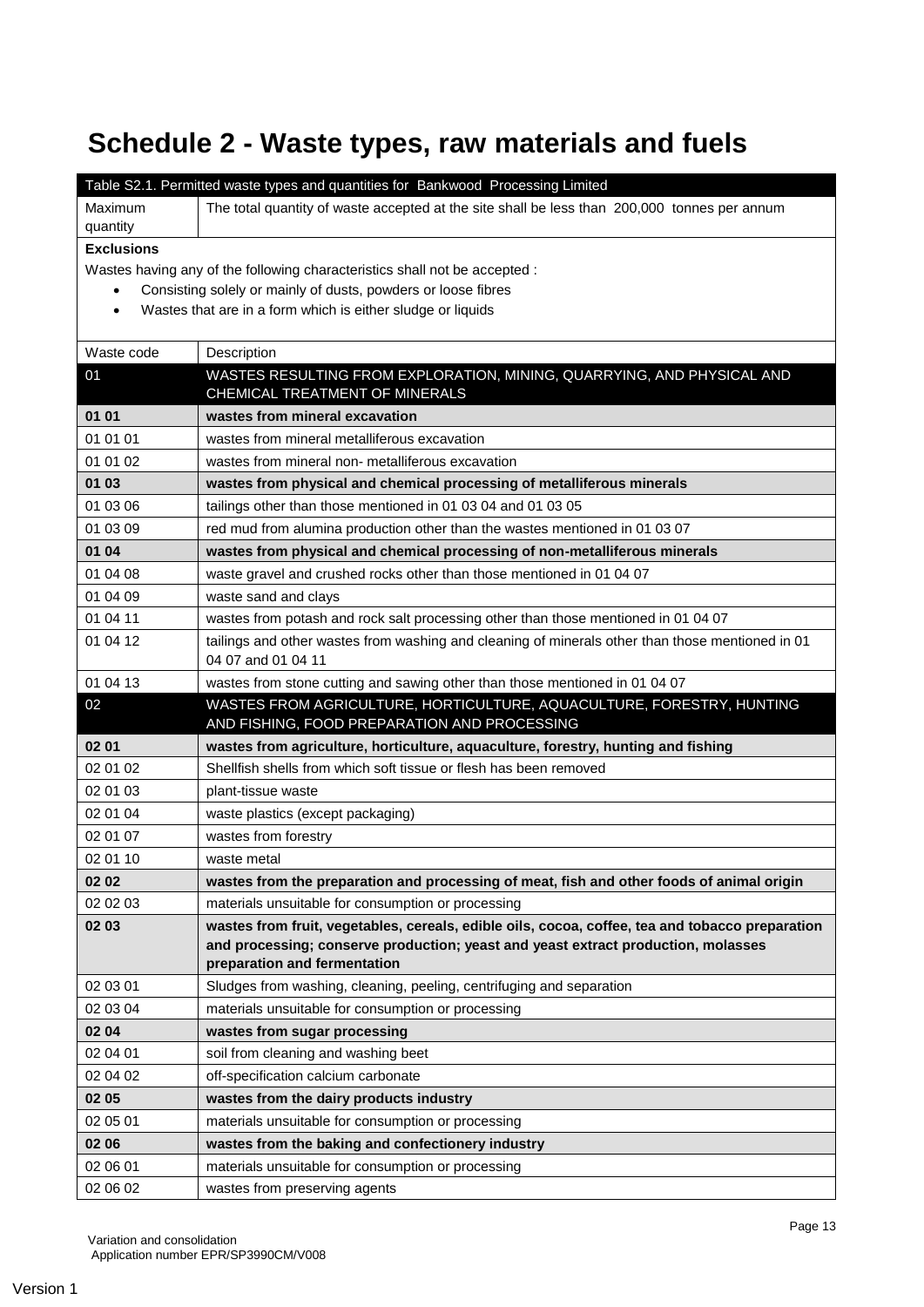# Schedule 2 - Waste types, raw materials and fuels

| Table S2.1. Permitted waste types and quantities for Bankwood Processing Limited | |
|---|---|
| Maximum quantity | The total quantity of waste accepted at the site shall be less than 200,000 tonnes per annum |
| **Exclusions**<br>Wastes having any of the following characteristics shall not be accepted :<br>• Consisting solely or mainly of dusts, powders or loose fibres<br>• Wastes that are in a form which is either sludge or liquids | |
| Waste code | Description |
| 01 | WASTES RESULTING FROM EXPLORATION, MINING, QUARRYING, AND PHYSICAL AND CHEMICAL TREATMENT OF MINERALS |
| **01 01** | **wastes from mineral excavation** |
| 01 01 01 | wastes from mineral metalliferous excavation |
| 01 01 02 | wastes from mineral non- metalliferous excavation |
| **01 03** | **wastes from physical and chemical processing of metalliferous minerals** |
| 01 03 06 | tailings other than those mentioned in 01 03 04 and 01 03 05 |
| 01 03 09 | red mud from alumina production other than the wastes mentioned in 01 03 07 |
| **01 04** | **wastes from physical and chemical processing of non-metalliferous minerals** |
| 01 04 08 | waste gravel and crushed rocks other than those mentioned in 01 04 07 |
| 01 04 09 | waste sand and clays |
| 01 04 11 | wastes from potash and rock salt processing other than those mentioned in 01 04 07 |
| 01 04 12 | tailings and other wastes from washing and cleaning of minerals other than those mentioned in 01 04 07 and 01 04 11 |
| 01 04 13 | wastes from stone cutting and sawing other than those mentioned in 01 04 07 |
| 02 | WASTES FROM AGRICULTURE, HORTICULTURE, AQUACULTURE, FORESTRY, HUNTING AND FISHING, FOOD PREPARATION AND PROCESSING |
| **02 01** | **wastes from agriculture, horticulture, aquaculture, forestry, hunting and fishing** |
| 02 01 02 | Shellfish shells from which soft tissue or flesh has been removed |
| 02 01 03 | plant-tissue waste |
| 02 01 04 | waste plastics (except packaging) |
| 02 01 07 | wastes from forestry |
| 02 01 10 | waste metal |
| **02 02** | **wastes from the preparation and processing of meat, fish and other foods of animal origin** |
| 02 02 03 | materials unsuitable for consumption or processing |
| **02 03** | **wastes from fruit, vegetables, cereals, edible oils, cocoa, coffee, tea and tobacco preparation and processing; conserve production; yeast and yeast extract production, molasses preparation and fermentation** |
| 02 03 01 | Sludges from washing, cleaning, peeling, centrifuging and separation |
| 02 03 04 | materials unsuitable for consumption or processing |
| **02 04** | **wastes from sugar processing** |
| 02 04 01 | soil from cleaning and washing beet |
| 02 04 02 | off-specification calcium carbonate |
| **02 05** | **wastes from the dairy products industry** |
| 02 05 01 | materials unsuitable for consumption or processing |
| **02 06** | **wastes from the baking and confectionery industry** |
| 02 06 01 | materials unsuitable for consumption or processing |
| 02 06 02 | wastes from preserving agents |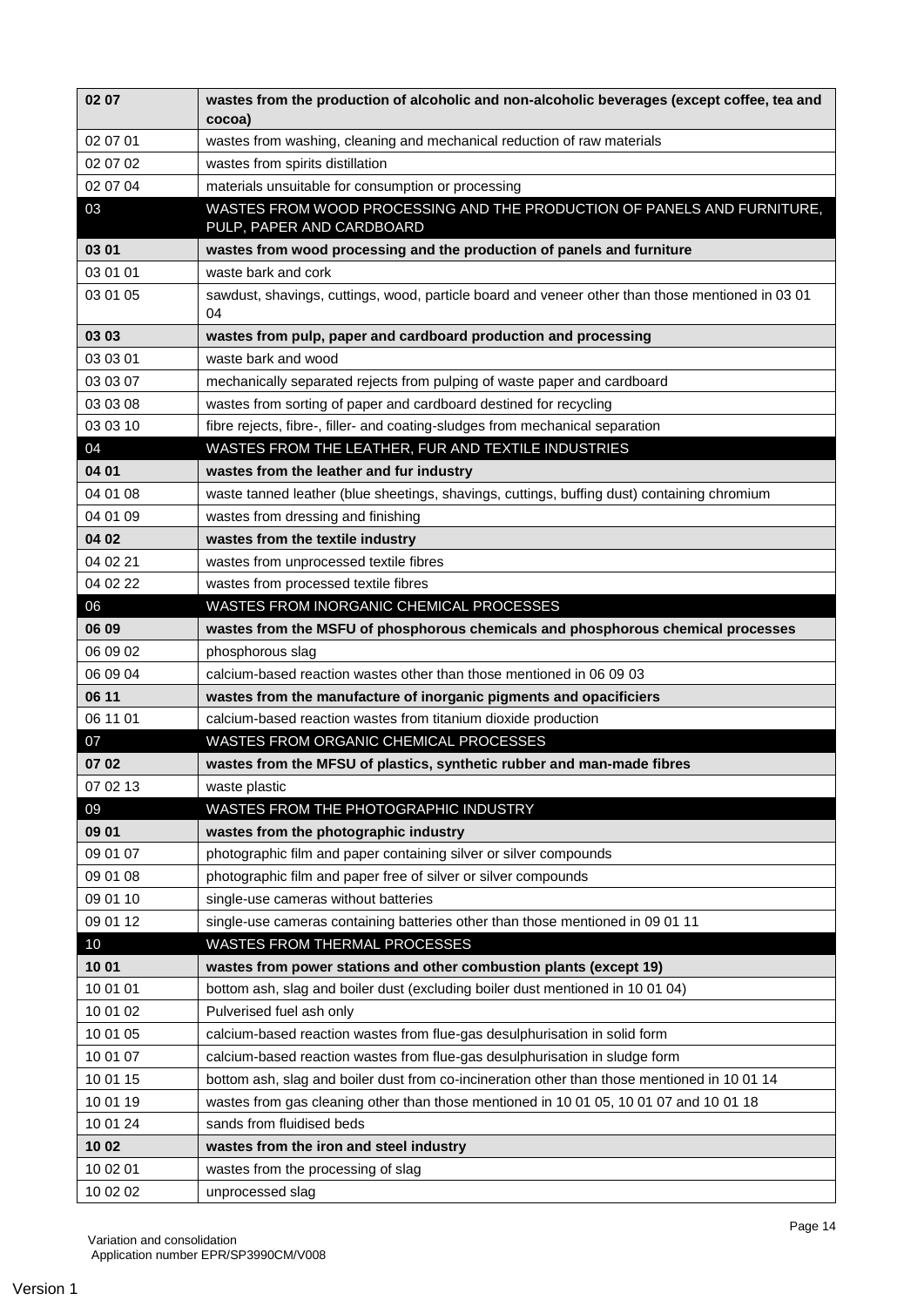| | |
|---|---|
| **02 07** | **wastes from the production of alcoholic and non-alcoholic beverages (except coffee, tea and cocoa)** |
| 02 07 01 | wastes from washing, cleaning and mechanical reduction of raw materials |
| 02 07 02 | wastes from spirits distillation |
| 02 07 04 | materials unsuitable for consumption or processing |
| 03 | WASTES FROM WOOD PROCESSING AND THE PRODUCTION OF PANELS AND FURNITURE, PULP, PAPER AND CARDBOARD |
| **03 01** | **wastes from wood processing and the production of panels and furniture** |
| 03 01 01 | waste bark and cork |
| 03 01 05 | sawdust, shavings, cuttings, wood, particle board and veneer other than those mentioned in 03 01 04 |
| **03 03** | **wastes from pulp, paper and cardboard production and processing** |
| 03 03 01 | waste bark and wood |
| 03 03 07 | mechanically separated rejects from pulping of waste paper and cardboard |
| 03 03 08 | wastes from sorting of paper and cardboard destined for recycling |
| 03 03 10 | fibre rejects, fibre-, filler- and coating-sludges from mechanical separation |
| 04 | WASTES FROM THE LEATHER, FUR AND TEXTILE INDUSTRIES |
| **04 01** | **wastes from the leather and fur industry** |
| 04 01 08 | waste tanned leather (blue sheetings, shavings, cuttings, buffing dust) containing chromium |
| 04 01 09 | wastes from dressing and finishing |
| **04 02** | **wastes from the textile industry** |
| 04 02 21 | wastes from unprocessed textile fibres |
| 04 02 22 | wastes from processed textile fibres |
| 06 | WASTES FROM INORGANIC CHEMICAL PROCESSES |
| **06 09** | **wastes from the MSFU of phosphorous chemicals and phosphorous chemical processes** |
| 06 09 02 | phosphorous slag |
| 06 09 04 | calcium-based reaction wastes other than those mentioned in 06 09 03 |
| **06 11** | **wastes from the manufacture of inorganic pigments and opacificiers** |
| 06 11 01 | calcium-based reaction wastes from titanium dioxide production |
| 07 | WASTES FROM ORGANIC CHEMICAL PROCESSES |
| **07 02** | **wastes from the MFSU of plastics, synthetic rubber and man-made fibres** |
| 07 02 13 | waste plastic |
| 09 | WASTES FROM THE PHOTOGRAPHIC INDUSTRY |
| **09 01** | **wastes from the photographic industry** |
| 09 01 07 | photographic film and paper containing silver or silver compounds |
| 09 01 08 | photographic film and paper free of silver or silver compounds |
| 09 01 10 | single-use cameras without batteries |
| 09 01 12 | single-use cameras containing batteries other than those mentioned in 09 01 11 |
| 10 | WASTES FROM THERMAL PROCESSES |
| **10 01** | **wastes from power stations and other combustion plants (except 19)** |
| 10 01 01 | bottom ash, slag and boiler dust (excluding boiler dust mentioned in 10 01 04) |
| 10 01 02 | Pulverised fuel ash only |
| 10 01 05 | calcium-based reaction wastes from flue-gas desulphurisation in solid form |
| 10 01 07 | calcium-based reaction wastes from flue-gas desulphurisation in sludge form |
| 10 01 15 | bottom ash, slag and boiler dust from co-incineration other than those mentioned in 10 01 14 |
| 10 01 19 | wastes from gas cleaning other than those mentioned in 10 01 05, 10 01 07 and 10 01 18 |
| 10 01 24 | sands from fluidised beds |
| **10 02** | **wastes from the iron and steel industry** |
| 10 02 01 | wastes from the processing of slag |
| 10 02 02 | unprocessed slag |

Variation and consolidation
Application number EPR/SP3990CM/V008

Version 1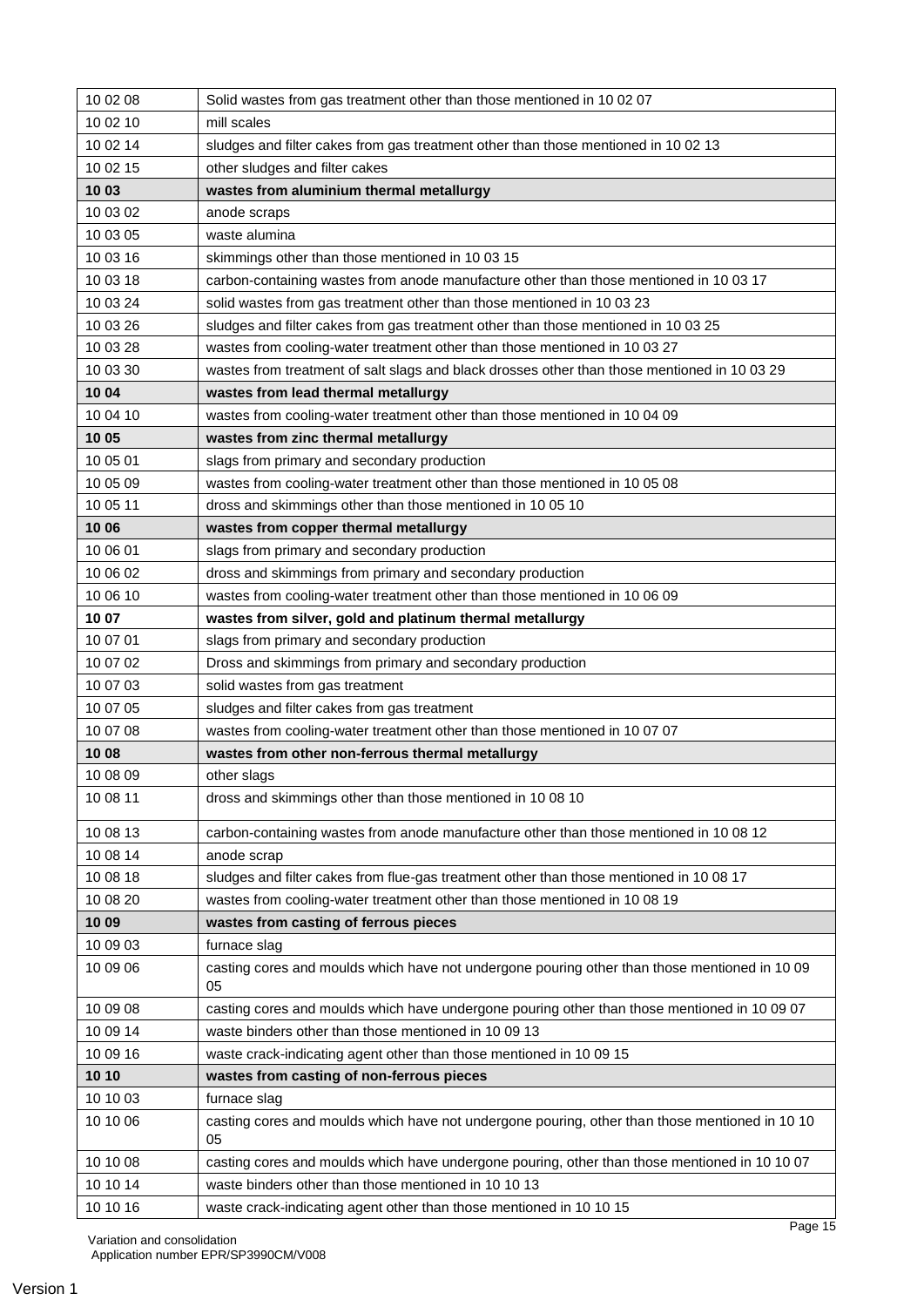| | |
|---|---|
| 10 02 08 | Solid wastes from gas treatment other than those mentioned in 10 02 07 |
| 10 02 10 | mill scales |
| 10 02 14 | sludges and filter cakes from gas treatment other than those mentioned in 10 02 13 |
| 10 02 15 | other sludges and filter cakes |
| **10 03** | **wastes from aluminium thermal metallurgy** |
| 10 03 02 | anode scraps |
| 10 03 05 | waste alumina |
| 10 03 16 | skimmings other than those mentioned in 10 03 15 |
| 10 03 18 | carbon-containing wastes from anode manufacture other than those mentioned in 10 03 17 |
| 10 03 24 | solid wastes from gas treatment other than those mentioned in 10 03 23 |
| 10 03 26 | sludges and filter cakes from gas treatment other than those mentioned in 10 03 25 |
| 10 03 28 | wastes from cooling-water treatment other than those mentioned in 10 03 27 |
| 10 03 30 | wastes from treatment of salt slags and black drosses other than those mentioned in 10 03 29 |
| **10 04** | **wastes from lead thermal metallurgy** |
| 10 04 10 | wastes from cooling-water treatment other than those mentioned in 10 04 09 |
| **10 05** | **wastes from zinc thermal metallurgy** |
| 10 05 01 | slags from primary and secondary production |
| 10 05 09 | wastes from cooling-water treatment other than those mentioned in 10 05 08 |
| 10 05 11 | dross and skimmings other than those mentioned in 10 05 10 |
| **10 06** | **wastes from copper thermal metallurgy** |
| 10 06 01 | slags from primary and secondary production |
| 10 06 02 | dross and skimmings from primary and secondary production |
| 10 06 10 | wastes from cooling-water treatment other than those mentioned in 10 06 09 |
| **10 07** | **wastes from silver, gold and platinum thermal metallurgy** |
| 10 07 01 | slags from primary and secondary production |
| 10 07 02 | Dross and skimmings from primary and secondary production |
| 10 07 03 | solid wastes from gas treatment |
| 10 07 05 | sludges and filter cakes from gas treatment |
| 10 07 08 | wastes from cooling-water treatment other than those mentioned in 10 07 07 |
| **10 08** | **wastes from other non-ferrous thermal metallurgy** |
| 10 08 09 | other slags |
| 10 08 11 | dross and skimmings other than those mentioned in 10 08 10 |
| 10 08 13 | carbon-containing wastes from anode manufacture other than those mentioned in 10 08 12 |
| 10 08 14 | anode scrap |
| 10 08 18 | sludges and filter cakes from flue-gas treatment other than those mentioned in 10 08 17 |
| 10 08 20 | wastes from cooling-water treatment other than those mentioned in 10 08 19 |
| **10 09** | **wastes from casting of ferrous pieces** |
| 10 09 03 | furnace slag |
| 10 09 06 | casting cores and moulds which have not undergone pouring other than those mentioned in 10 09 05 |
| 10 09 08 | casting cores and moulds which have undergone pouring other than those mentioned in 10 09 07 |
| 10 09 14 | waste binders other than those mentioned in 10 09 13 |
| 10 09 16 | waste crack-indicating agent other than those mentioned in 10 09 15 |
| **10 10** | **wastes from casting of non-ferrous pieces** |
| 10 10 03 | furnace slag |
| 10 10 06 | casting cores and moulds which have not undergone pouring, other than those mentioned in 10 10 05 |
| 10 10 08 | casting cores and moulds which have undergone pouring, other than those mentioned in 10 10 07 |
| 10 10 14 | waste binders other than those mentioned in 10 10 13 |
| 10 10 16 | waste crack-indicating agent other than those mentioned in 10 10 15 |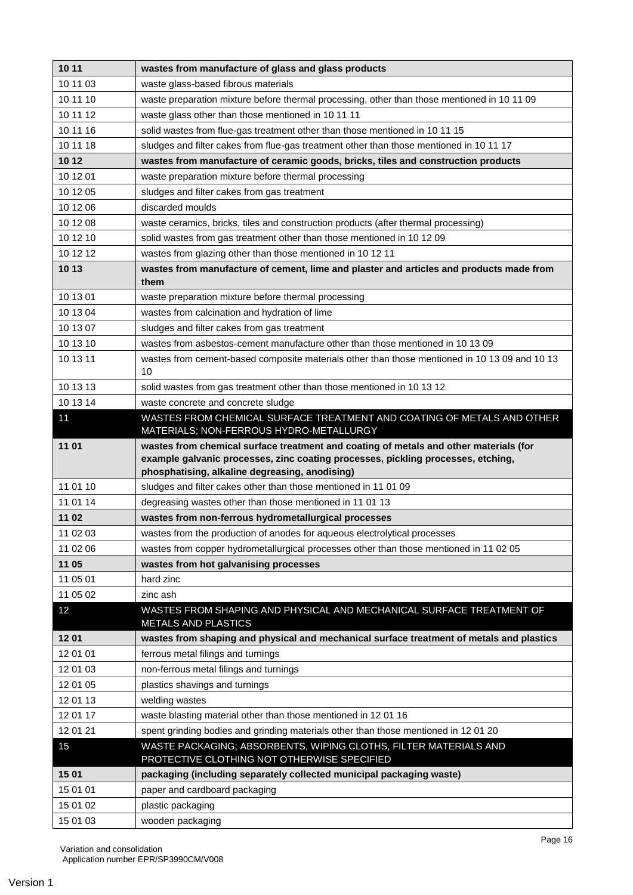| | |
|---|---|
| **10 11** | **wastes from manufacture of glass and glass products** |
| 10 11 03 | waste glass-based fibrous materials |
| 10 11 10 | waste preparation mixture before thermal processing, other than those mentioned in 10 11 09 |
| 10 11 12 | waste glass other than those mentioned in 10 11 11 |
| 10 11 16 | solid wastes from flue-gas treatment other than those mentioned in 10 11 15 |
| 10 11 18 | sludges and filter cakes from flue-gas treatment other than those mentioned in 10 11 17 |
| **10 12** | **wastes from manufacture of ceramic goods, bricks, tiles and construction products** |
| 10 12 01 | waste preparation mixture before thermal processing |
| 10 12 05 | sludges and filter cakes from gas treatment |
| 10 12 06 | discarded moulds |
| 10 12 08 | waste ceramics, bricks, tiles and construction products (after thermal processing) |
| 10 12 10 | solid wastes from gas treatment other than those mentioned in 10 12 09 |
| 10 12 12 | wastes from glazing other than those mentioned in 10 12 11 |
| **10 13** | **wastes from manufacture of cement, lime and plaster and articles and products made from them** |
| 10 13 01 | waste preparation mixture before thermal processing |
| 10 13 04 | wastes from calcination and hydration of lime |
| 10 13 07 | sludges and filter cakes from gas treatment |
| 10 13 10 | wastes from asbestos-cement manufacture other than those mentioned in 10 13 09 |
| 10 13 11 | wastes from cement-based composite materials other than those mentioned in 10 13 09 and 10 13 10 |
| 10 13 13 | solid wastes from gas treatment other than those mentioned in 10 13 12 |
| 10 13 14 | waste concrete and concrete sludge |
| 11 | WASTES FROM CHEMICAL SURFACE TREATMENT AND COATING OF METALS AND OTHER MATERIALS; NON-FERROUS HYDRO-METALLURGY |
| **11 01** | **wastes from chemical surface treatment and coating of metals and other materials (for example galvanic processes, zinc coating processes, pickling processes, etching, phosphatising, alkaline degreasing, anodising)** |
| 11 01 10 | sludges and filter cakes other than those mentioned in 11 01 09 |
| 11 01 14 | degreasing wastes other than those mentioned in 11 01 13 |
| **11 02** | **wastes from non-ferrous hydrometallurgical processes** |
| 11 02 03 | wastes from the production of anodes for aqueous electrolytical processes |
| 11 02 06 | wastes from copper hydrometallurgical processes other than those mentioned in 11 02 05 |
| **11 05** | **wastes from hot galvanising processes** |
| 11 05 01 | hard zinc |
| 11 05 02 | zinc ash |
| 12 | WASTES FROM SHAPING AND PHYSICAL AND MECHANICAL SURFACE TREATMENT OF METALS AND PLASTICS |
| **12 01** | **wastes from shaping and physical and mechanical surface treatment of metals and plastics** |
| 12 01 01 | ferrous metal filings and turnings |
| 12 01 03 | non-ferrous metal filings and turnings |
| 12 01 05 | plastics shavings and turnings |
| 12 01 13 | welding wastes |
| 12 01 17 | waste blasting material other than those mentioned in 12 01 16 |
| 12 01 21 | spent grinding bodies and grinding materials other than those mentioned in 12 01 20 |
| 15 | WASTE PACKAGING; ABSORBENTS, WIPING CLOTHS, FILTER MATERIALS AND PROTECTIVE CLOTHING NOT OTHERWISE SPECIFIED |
| **15 01** | **packaging (including separately collected municipal packaging waste)** |
| 15 01 01 | paper and cardboard packaging |
| 15 01 02 | plastic packaging |
| 15 01 03 | wooden packaging |

Variation and consolidation
Application number EPR/SP3990CM/V008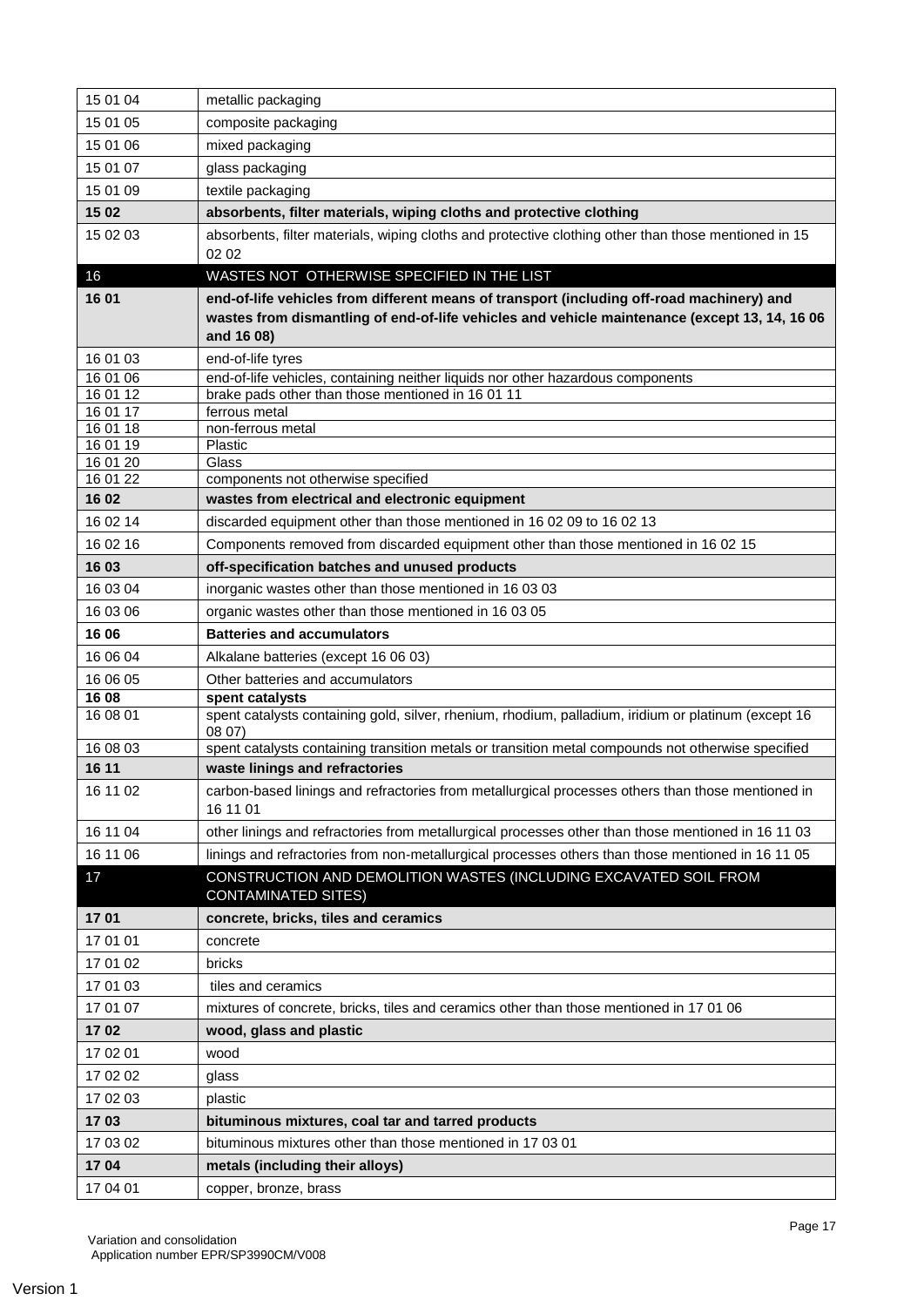| | |
|---|---|
| 15 01 04 | metallic packaging |
| 15 01 05 | composite packaging |
| 15 01 06 | mixed packaging |
| 15 01 07 | glass packaging |
| 15 01 09 | textile packaging |
| **15 02** | **absorbents, filter materials, wiping cloths and protective clothing** |
| 15 02 03 | absorbents, filter materials, wiping cloths and protective clothing other than those mentioned in 15 02 02 |
| 16 | WASTES NOT OTHERWISE SPECIFIED IN THE LIST |
| **16 01** | **end-of-life vehicles from different means of transport (including off-road machinery) and wastes from dismantling of end-of-life vehicles and vehicle maintenance (except 13, 14, 16 06 and 16 08)** |
| 16 01 03 | end-of-life tyres |
| 16 01 06 | end-of-life vehicles, containing neither liquids nor other hazardous components |
| 16 01 12 | brake pads other than those mentioned in 16 01 11 |
| 16 01 17 | ferrous metal |
| 16 01 18 | non-ferrous metal |
| 16 01 19 | Plastic |
| 16 01 20 | Glass |
| 16 01 22 | components not otherwise specified |
| **16 02** | **wastes from electrical and electronic equipment** |
| 16 02 14 | discarded equipment other than those mentioned in 16 02 09 to 16 02 13 |
| 16 02 16 | Components removed from discarded equipment other than those mentioned in 16 02 15 |
| **16 03** | **off-specification batches and unused products** |
| 16 03 04 | inorganic wastes other than those mentioned in 16 03 03 |
| 16 03 06 | organic wastes other than those mentioned in 16 03 05 |
| **16 06** | **Batteries and accumulators** |
| 16 06 04 | Alkalane batteries (except 16 06 03) |
| 16 06 05 | Other batteries and accumulators |
| **16 08** | **spent catalysts** |
| 16 08 01 | spent catalysts containing gold, silver, rhenium, rhodium, palladium, iridium or platinum (except 16 08 07) |
| 16 08 03 | spent catalysts containing transition metals or transition metal compounds not otherwise specified |
| **16 11** | **waste linings and refractories** |
| 16 11 02 | carbon-based linings and refractories from metallurgical processes others than those mentioned in 16 11 01 |
| 16 11 04 | other linings and refractories from metallurgical processes other than those mentioned in 16 11 03 |
| 16 11 06 | linings and refractories from non-metallurgical processes others than those mentioned in 16 11 05 |
| 17 | CONSTRUCTION AND DEMOLITION WASTES (INCLUDING EXCAVATED SOIL FROM CONTAMINATED SITES) |
| **17 01** | **concrete, bricks, tiles and ceramics** |
| 17 01 01 | concrete |
| 17 01 02 | bricks |
| 17 01 03 | tiles and ceramics |
| 17 01 07 | mixtures of concrete, bricks, tiles and ceramics other than those mentioned in 17 01 06 |
| **17 02** | **wood, glass and plastic** |
| 17 02 01 | wood |
| 17 02 02 | glass |
| 17 02 03 | plastic |
| **17 03** | **bituminous mixtures, coal tar and tarred products** |
| 17 03 02 | bituminous mixtures other than those mentioned in 17 03 01 |
| **17 04** | **metals (including their alloys)** |
| 17 04 01 | copper, bronze, brass |

Variation and consolidation
Application number EPR/SP3990CM/V008

Version 1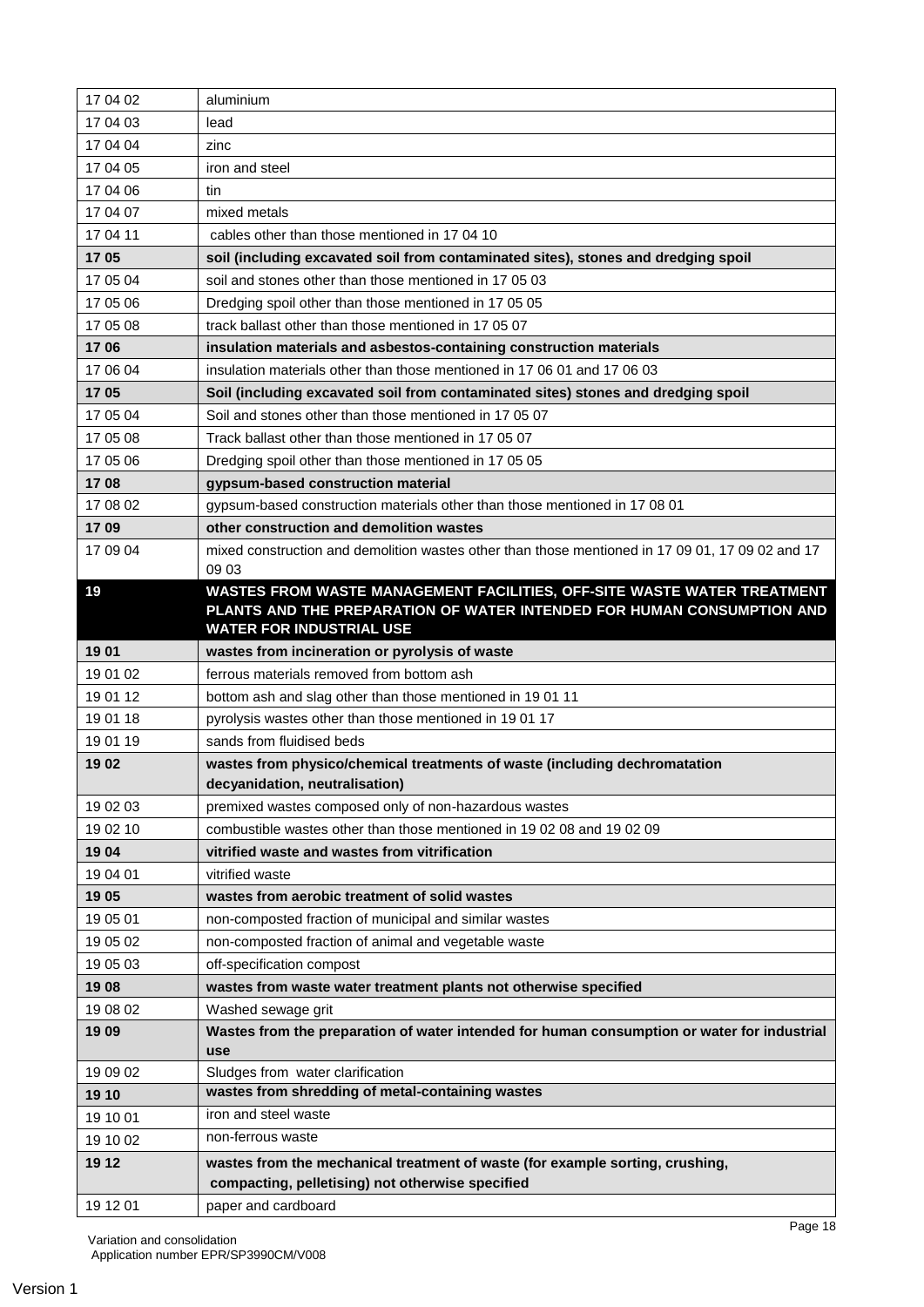| | |
|---|---|
| 17 04 02 | aluminium |
| 17 04 03 | lead |
| 17 04 04 | zinc |
| 17 04 05 | iron and steel |
| 17 04 06 | tin |
| 17 04 07 | mixed metals |
| 17 04 11 | cables other than those mentioned in 17 04 10 |
| **17 05** | **soil (including excavated soil from contaminated sites), stones and dredging spoil** |
| 17 05 04 | soil and stones other than those mentioned in 17 05 03 |
| 17 05 06 | Dredging spoil other than those mentioned in 17 05 05 |
| 17 05 08 | track ballast other than those mentioned in 17 05 07 |
| **17 06** | **insulation materials and asbestos-containing construction materials** |
| 17 06 04 | insulation materials other than those mentioned in 17 06 01 and 17 06 03 |
| **17 05** | **Soil (including excavated soil from contaminated sites) stones and dredging spoil** |
| 17 05 04 | Soil and stones other than those mentioned in 17 05 07 |
| 17 05 08 | Track ballast other than those mentioned in 17 05 07 |
| 17 05 06 | Dredging spoil other than those mentioned in 17 05 05 |
| **17 08** | **gypsum-based construction material** |
| 17 08 02 | gypsum-based construction materials other than those mentioned in 17 08 01 |
| **17 09** | **other construction and demolition wastes** |
| 17 09 04 | mixed construction and demolition wastes other than those mentioned in 17 09 01, 17 09 02 and 17 09 03 |
| **19** | **WASTES FROM WASTE MANAGEMENT FACILITIES, OFF-SITE WASTE WATER TREATMENT PLANTS AND THE PREPARATION OF WATER INTENDED FOR HUMAN CONSUMPTION AND WATER FOR INDUSTRIAL USE** |
| **19 01** | **wastes from incineration or pyrolysis of waste** |
| 19 01 02 | ferrous materials removed from bottom ash |
| 19 01 12 | bottom ash and slag other than those mentioned in 19 01 11 |
| 19 01 18 | pyrolysis wastes other than those mentioned in 19 01 17 |
| 19 01 19 | sands from fluidised beds |
| **19 02** | **wastes from physico/chemical treatments of waste (including dechromatation decyanidation, neutralisation)** |
| 19 02 03 | premixed wastes composed only of non-hazardous wastes |
| 19 02 10 | combustible wastes other than those mentioned in 19 02 08 and 19 02 09 |
| **19 04** | **vitrified waste and wastes from vitrification** |
| 19 04 01 | vitrified waste |
| **19 05** | **wastes from aerobic treatment of solid wastes** |
| 19 05 01 | non-composted fraction of municipal and similar wastes |
| 19 05 02 | non-composted fraction of animal and vegetable waste |
| 19 05 03 | off-specification compost |
| **19 08** | **wastes from waste water treatment plants not otherwise specified** |
| 19 08 02 | Washed sewage grit |
| **19 09** | **Wastes from the preparation of water intended for human consumption or water for industrial use** |
| 19 09 02 | Sludges from water clarification |
| **19 10** | **wastes from shredding of metal-containing wastes** |
| 19 10 01 | iron and steel waste |
| 19 10 02 | non-ferrous waste |
| **19 12** | **wastes from the mechanical treatment of waste (for example sorting, crushing, compacting, pelletising) not otherwise specified** |
| 19 12 01 | paper and cardboard |

Variation and consolidation
Application number EPR/SP3990CM/V008

Version 1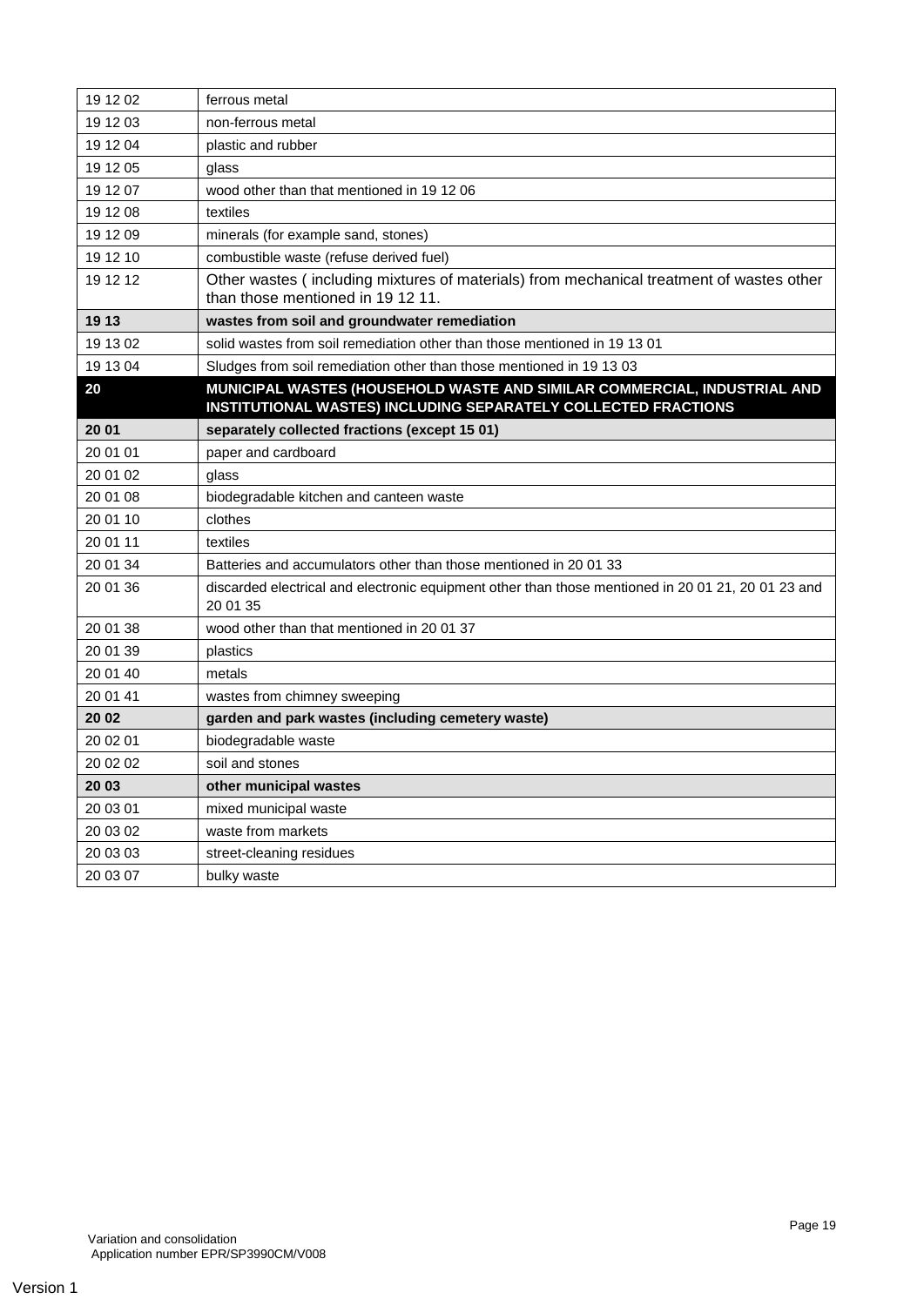| | |
|---|---|
| 19 12 02 | ferrous metal |
| 19 12 03 | non-ferrous metal |
| 19 12 04 | plastic and rubber |
| 19 12 05 | glass |
| 19 12 07 | wood other than that mentioned in 19 12 06 |
| 19 12 08 | textiles |
| 19 12 09 | minerals (for example sand, stones) |
| 19 12 10 | combustible waste (refuse derived fuel) |
| 19 12 12 | Other wastes ( including mixtures of materials) from mechanical treatment of wastes other than those mentioned in 19 12 11. |
| **19 13** | **wastes from soil and groundwater remediation** |
| 19 13 02 | solid wastes from soil remediation other than those mentioned in 19 13 01 |
| 19 13 04 | Sludges from soil remediation other than those mentioned in 19 13 03 |
| **20** | **MUNICIPAL WASTES (HOUSEHOLD WASTE AND SIMILAR COMMERCIAL, INDUSTRIAL AND INSTITUTIONAL WASTES) INCLUDING SEPARATELY COLLECTED FRACTIONS** |
| **20 01** | **separately collected fractions (except 15 01)** |
| 20 01 01 | paper and cardboard |
| 20 01 02 | glass |
| 20 01 08 | biodegradable kitchen and canteen waste |
| 20 01 10 | clothes |
| 20 01 11 | textiles |
| 20 01 34 | Batteries and accumulators other than those mentioned in 20 01 33 |
| 20 01 36 | discarded electrical and electronic equipment other than those mentioned in 20 01 21, 20 01 23 and 20 01 35 |
| 20 01 38 | wood other than that mentioned in 20 01 37 |
| 20 01 39 | plastics |
| 20 01 40 | metals |
| 20 01 41 | wastes from chimney sweeping |
| **20 02** | **garden and park wastes (including cemetery waste)** |
| 20 02 01 | biodegradable waste |
| 20 02 02 | soil and stones |
| **20 03** | **other municipal wastes** |
| 20 03 01 | mixed municipal waste |
| 20 03 02 | waste from markets |
| 20 03 03 | street-cleaning residues |
| 20 03 07 | bulky waste |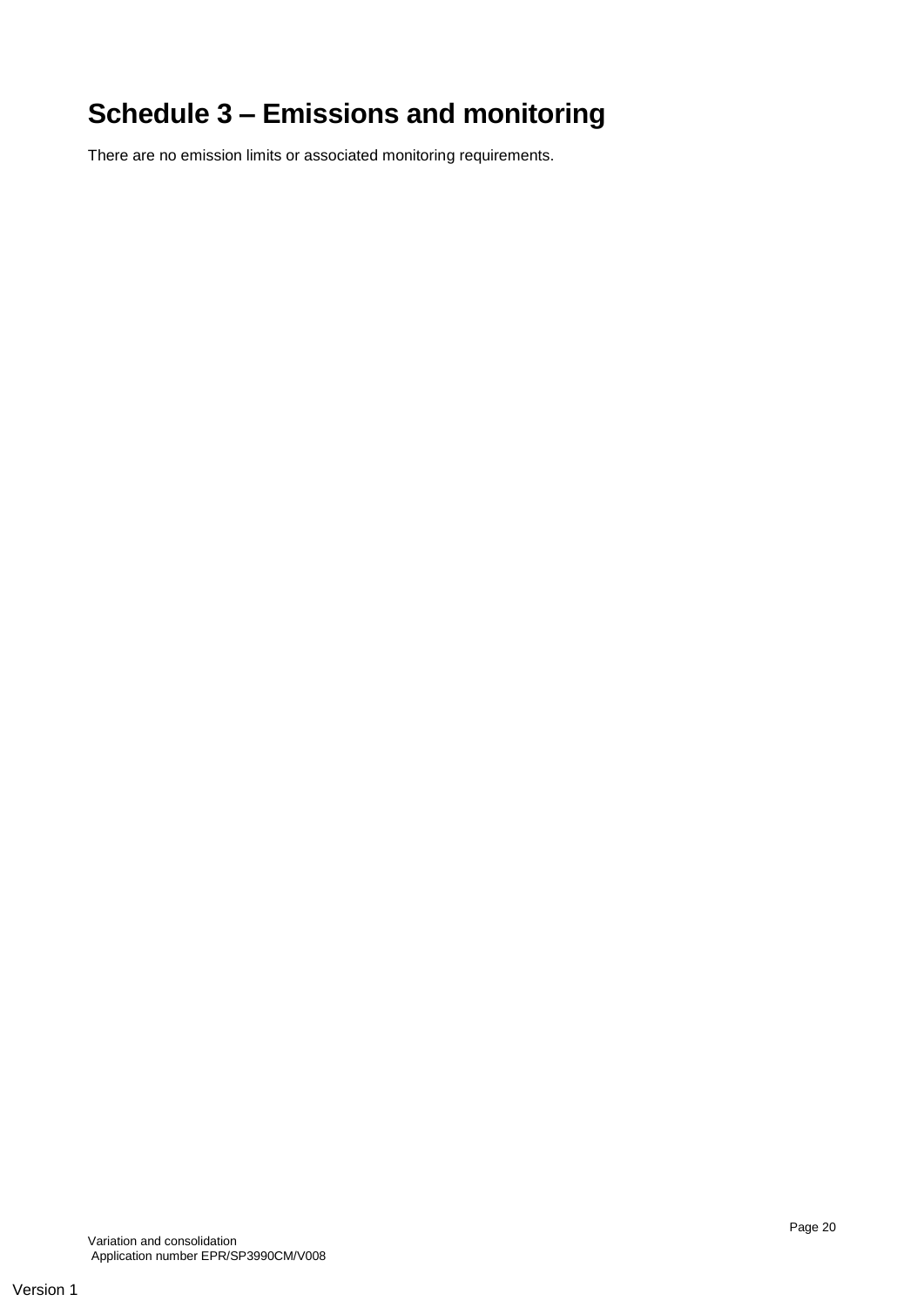# Schedule 3 – Emissions and monitoring

There are no emission limits or associated monitoring requirements.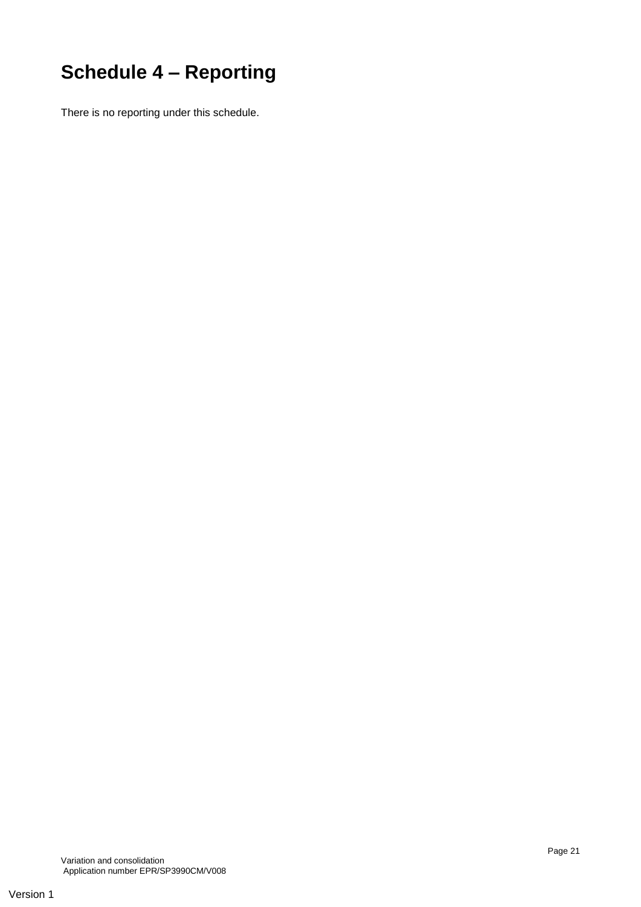# Schedule 4 – Reporting

There is no reporting under this schedule.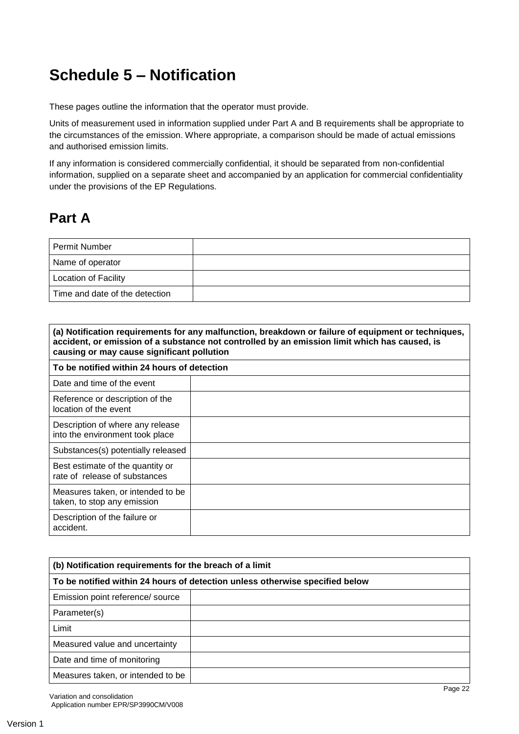# Schedule 5 – Notification

These pages outline the information that the operator must provide.

Units of measurement used in information supplied under Part A and B requirements shall be appropriate to the circumstances of the emission. Where appropriate, a comparison should be made of actual emissions and authorised emission limits.

If any information is considered commercially confidential, it should be separated from non-confidential information, supplied on a separate sheet and accompanied by an application for commercial confidentiality under the provisions of the EP Regulations.

## Part A

| | |
|---|---|
| Permit Number | |
| Name of operator | |
| Location of Facility | |
| Time and date of the detection | |

| **(a) Notification requirements for any malfunction, breakdown or failure of equipment or techniques, accident, or emission of a substance not controlled by an emission limit which has caused, is causing or may cause significant pollution** | |
|---|---|
| **To be notified within 24 hours of detection** | |
| Date and time of the event | |
| Reference or description of the location of the event | |
| Description of where any release into the environment took place | |
| Substances(s) potentially released | |
| Best estimate of the quantity or rate of release of substances | |
| Measures taken, or intended to be taken, to stop any emission | |
| Description of the failure or accident. | |

| **(b) Notification requirements for the breach of a limit** | |
|---|---|
| **To be notified within 24 hours of detection unless otherwise specified below** | |
| Emission point reference/ source | |
| Parameter(s) | |
| Limit | |
| Measured value and uncertainty | |
| Date and time of monitoring | |
| Measures taken, or intended to be | |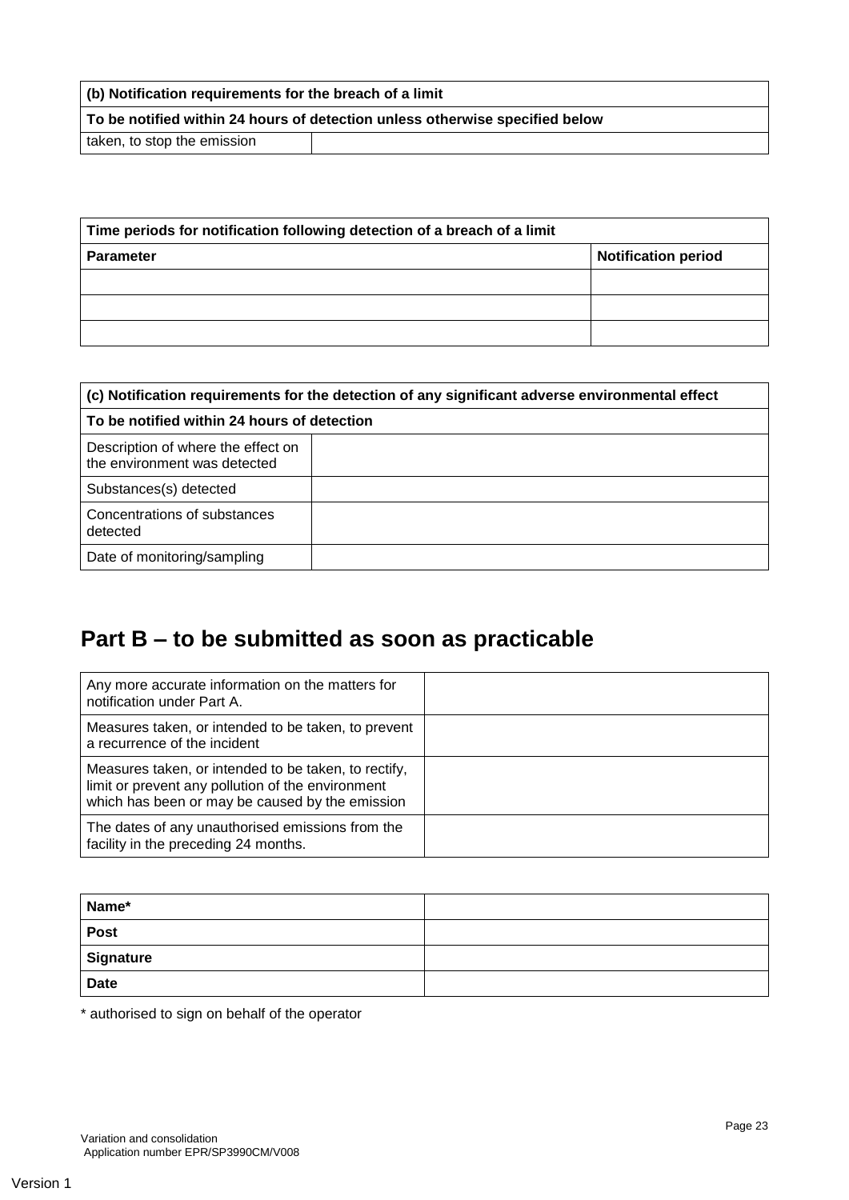| (b) Notification requirements for the breach of a limit | |
|---|---|
| **To be notified within 24 hours of detection unless otherwise specified below** | |
| taken, to stop the emission | |

| Time periods for notification following detection of a breach of a limit | |
|---|---|
| **Parameter** | **Notification period** |
| | |
| | |
| | |

| (c) Notification requirements for the detection of any significant adverse environmental effect | |
|---|---|
| **To be notified within 24 hours of detection** | |
| Description of where the effect on the environment was detected | |
| Substances(s) detected | |
| Concentrations of substances detected | |
| Date of monitoring/sampling | |

## Part B – to be submitted as soon as practicable

| | |
|---|---|
| Any more accurate information on the matters for notification under Part A. | |
| Measures taken, or intended to be taken, to prevent a recurrence of the incident | |
| Measures taken, or intended to be taken, to rectify, limit or prevent any pollution of the environment which has been or may be caused by the emission | |
| The dates of any unauthorised emissions from the facility in the preceding 24 months. | |

| | |
|---|---|
| **Name*** | |
| **Post** | |
| **Signature** | |
| **Date** | |

* authorised to sign on behalf of the operator

Variation and consolidation
Application number EPR/SP3990CM/V008

Version 1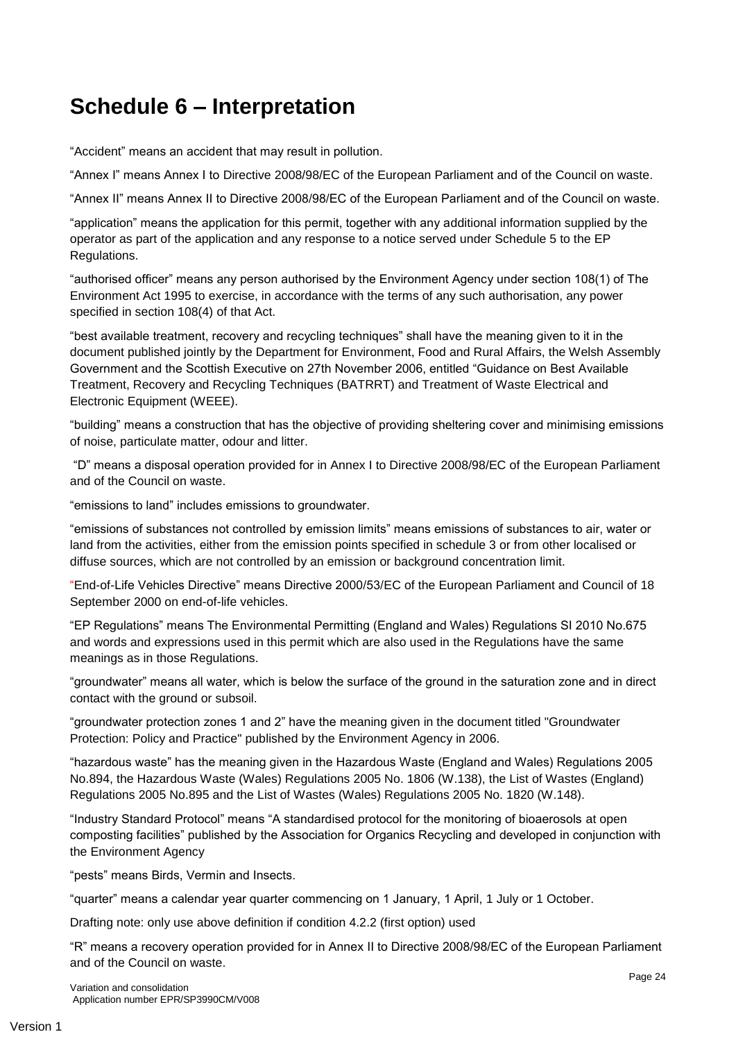# Schedule 6 – Interpretation

“Accident” means an accident that may result in pollution.

“Annex I” means Annex I to Directive 2008/98/EC of the European Parliament and of the Council on waste.

“Annex II” means Annex II to Directive 2008/98/EC of the European Parliament and of the Council on waste.

“application” means the application for this permit, together with any additional information supplied by the operator as part of the application and any response to a notice served under Schedule 5 to the EP Regulations.

“authorised officer” means any person authorised by the Environment Agency under section 108(1) of The Environment Act 1995 to exercise, in accordance with the terms of any such authorisation, any power specified in section 108(4) of that Act.

“best available treatment, recovery and recycling techniques” shall have the meaning given to it in the document published jointly by the Department for Environment, Food and Rural Affairs, the Welsh Assembly Government and the Scottish Executive on 27th November 2006, entitled “Guidance on Best Available Treatment, Recovery and Recycling Techniques (BATRRT) and Treatment of Waste Electrical and Electronic Equipment (WEEE).

“building” means a construction that has the objective of providing sheltering cover and minimising emissions of noise, particulate matter, odour and litter.

“D” means a disposal operation provided for in Annex I to Directive 2008/98/EC of the European Parliament and of the Council on waste.

“emissions to land” includes emissions to groundwater.

“emissions of substances not controlled by emission limits” means emissions of substances to air, water or land from the activities, either from the emission points specified in schedule 3 or from other localised or diffuse sources, which are not controlled by an emission or background concentration limit.

“End-of-Life Vehicles Directive” means Directive 2000/53/EC of the European Parliament and Council of 18 September 2000 on end-of-life vehicles.

“EP Regulations” means The Environmental Permitting (England and Wales) Regulations SI 2010 No.675 and words and expressions used in this permit which are also used in the Regulations have the same meanings as in those Regulations.

“groundwater” means all water, which is below the surface of the ground in the saturation zone and in direct contact with the ground or subsoil.

“groundwater protection zones 1 and 2” have the meaning given in the document titled "Groundwater Protection: Policy and Practice" published by the Environment Agency in 2006.

“hazardous waste” has the meaning given in the Hazardous Waste (England and Wales) Regulations 2005 No.894, the Hazardous Waste (Wales) Regulations 2005 No. 1806 (W.138), the List of Wastes (England) Regulations 2005 No.895 and the List of Wastes (Wales) Regulations 2005 No. 1820 (W.148).

“Industry Standard Protocol” means “A standardised protocol for the monitoring of bioaerosols at open composting facilities” published by the Association for Organics Recycling and developed in conjunction with the Environment Agency

“pests” means Birds, Vermin and Insects.

“quarter” means a calendar year quarter commencing on 1 January, 1 April, 1 July or 1 October.

Drafting note: only use above definition if condition 4.2.2 (first option) used

“R” means a recovery operation provided for in Annex II to Directive 2008/98/EC of the European Parliament and of the Council on waste.

Variation and consolidation
Application number EPR/SP3990CM/V008

Version 1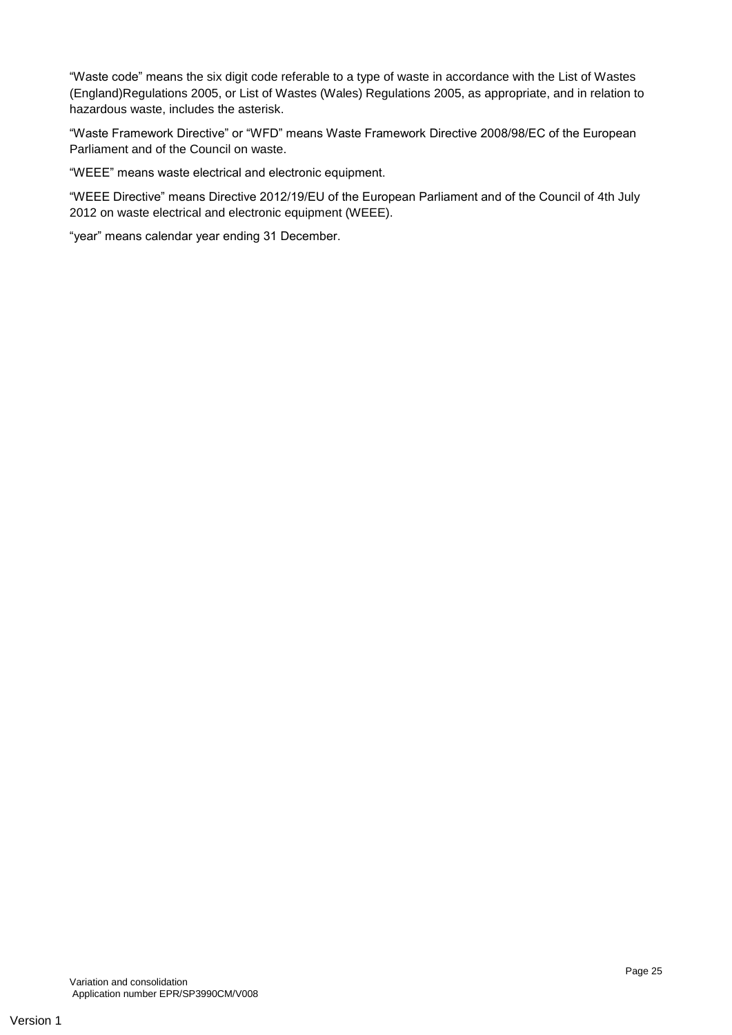"Waste code" means the six digit code referable to a type of waste in accordance with the List of Wastes (England)Regulations 2005, or List of Wastes (Wales) Regulations 2005, as appropriate, and in relation to hazardous waste, includes the asterisk.

"Waste Framework Directive" or "WFD" means Waste Framework Directive 2008/98/EC of the European Parliament and of the Council on waste.

"WEEE" means waste electrical and electronic equipment.

"WEEE Directive" means Directive 2012/19/EU of the European Parliament and of the Council of 4th July 2012 on waste electrical and electronic equipment (WEEE).

"year" means calendar year ending 31 December.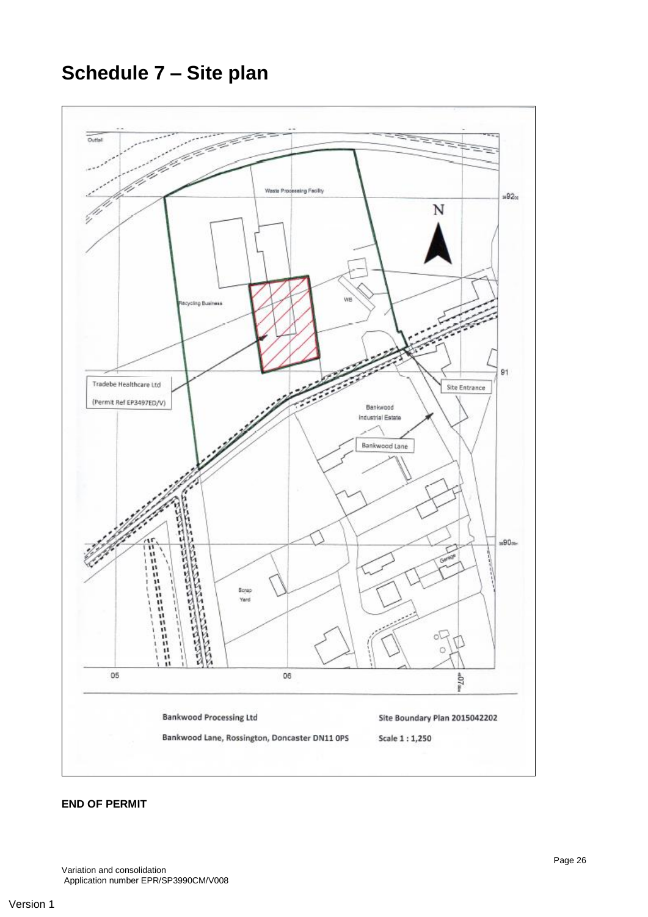# Schedule 7 – Site plan

Outfall

Waste Processing Facility

Recycling Business

WB

N

92

91

90

05

06

07

Tradebe Healthcare Ltd

(Permit Ref EP3497ED/V)

Site Entrance

Bankwood Industrial Estate

Bankwood Lane

Garage

Scrap Yard

Bankwood Processing Ltd

Bankwood Lane, Rossington, Doncaster DN11 0PS

Site Boundary Plan 2015042202

Scale 1 : 1,250

**END OF PERMIT**

Variation and consolidation
Application number EPR/SP3990CM/V008

Version 1